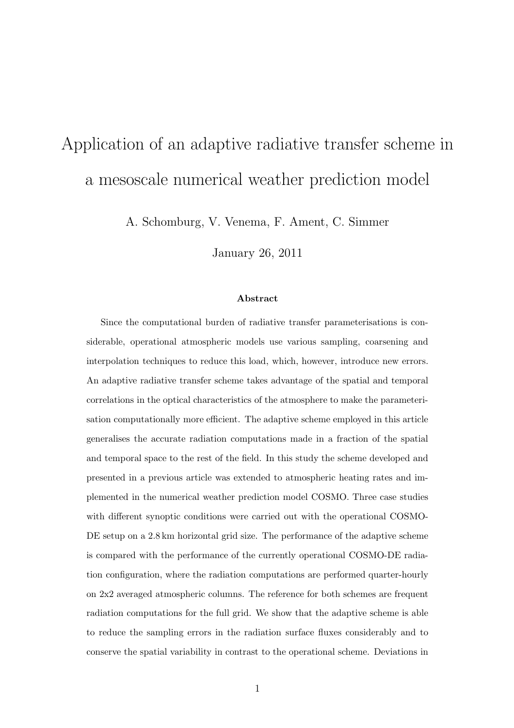# Application of an adaptive radiative transfer scheme in a mesoscale numerical weather prediction model

A. Schomburg, V. Venema, F. Ament, C. Simmer

January 26, 2011

### Abstract

Since the computational burden of radiative transfer parameterisations is considerable, operational atmospheric models use various sampling, coarsening and interpolation techniques to reduce this load, which, however, introduce new errors. An adaptive radiative transfer scheme takes advantage of the spatial and temporal correlations in the optical characteristics of the atmosphere to make the parameterisation computationally more efficient. The adaptive scheme employed in this article generalises the accurate radiation computations made in a fraction of the spatial and temporal space to the rest of the field. In this study the scheme developed and presented in a previous article was extended to atmospheric heating rates and implemented in the numerical weather prediction model COSMO. Three case studies with different synoptic conditions were carried out with the operational COSMO-DE setup on a 2.8 km horizontal grid size. The performance of the adaptive scheme is compared with the performance of the currently operational COSMO-DE radiation configuration, where the radiation computations are performed quarter-hourly on 2x2 averaged atmospheric columns. The reference for both schemes are frequent radiation computations for the full grid. We show that the adaptive scheme is able to reduce the sampling errors in the radiation surface fluxes considerably and to conserve the spatial variability in contrast to the operational scheme. Deviations in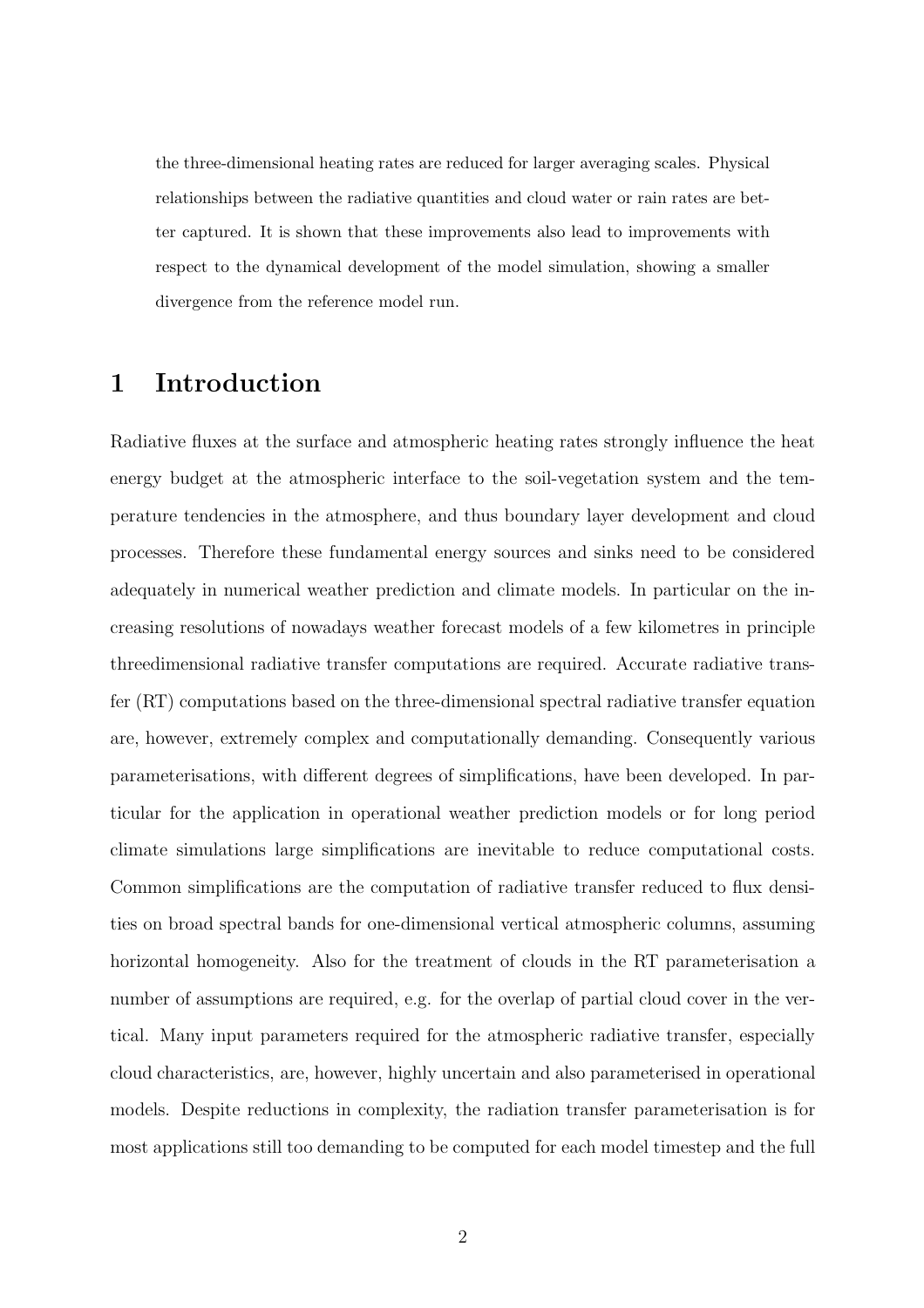the three-dimensional heating rates are reduced for larger averaging scales. Physical relationships between the radiative quantities and cloud water or rain rates are better captured. It is shown that these improvements also lead to improvements with respect to the dynamical development of the model simulation, showing a smaller divergence from the reference model run.

# 1 Introduction

Radiative fluxes at the surface and atmospheric heating rates strongly influence the heat energy budget at the atmospheric interface to the soil-vegetation system and the temperature tendencies in the atmosphere, and thus boundary layer development and cloud processes. Therefore these fundamental energy sources and sinks need to be considered adequately in numerical weather prediction and climate models. In particular on the increasing resolutions of nowadays weather forecast models of a few kilometres in principle threedimensional radiative transfer computations are required. Accurate radiative transfer (RT) computations based on the three-dimensional spectral radiative transfer equation are, however, extremely complex and computationally demanding. Consequently various parameterisations, with different degrees of simplifications, have been developed. In particular for the application in operational weather prediction models or for long period climate simulations large simplifications are inevitable to reduce computational costs. Common simplifications are the computation of radiative transfer reduced to flux densities on broad spectral bands for one-dimensional vertical atmospheric columns, assuming horizontal homogeneity. Also for the treatment of clouds in the RT parameterisation a number of assumptions are required, e.g. for the overlap of partial cloud cover in the vertical. Many input parameters required for the atmospheric radiative transfer, especially cloud characteristics, are, however, highly uncertain and also parameterised in operational models. Despite reductions in complexity, the radiation transfer parameterisation is for most applications still too demanding to be computed for each model timestep and the full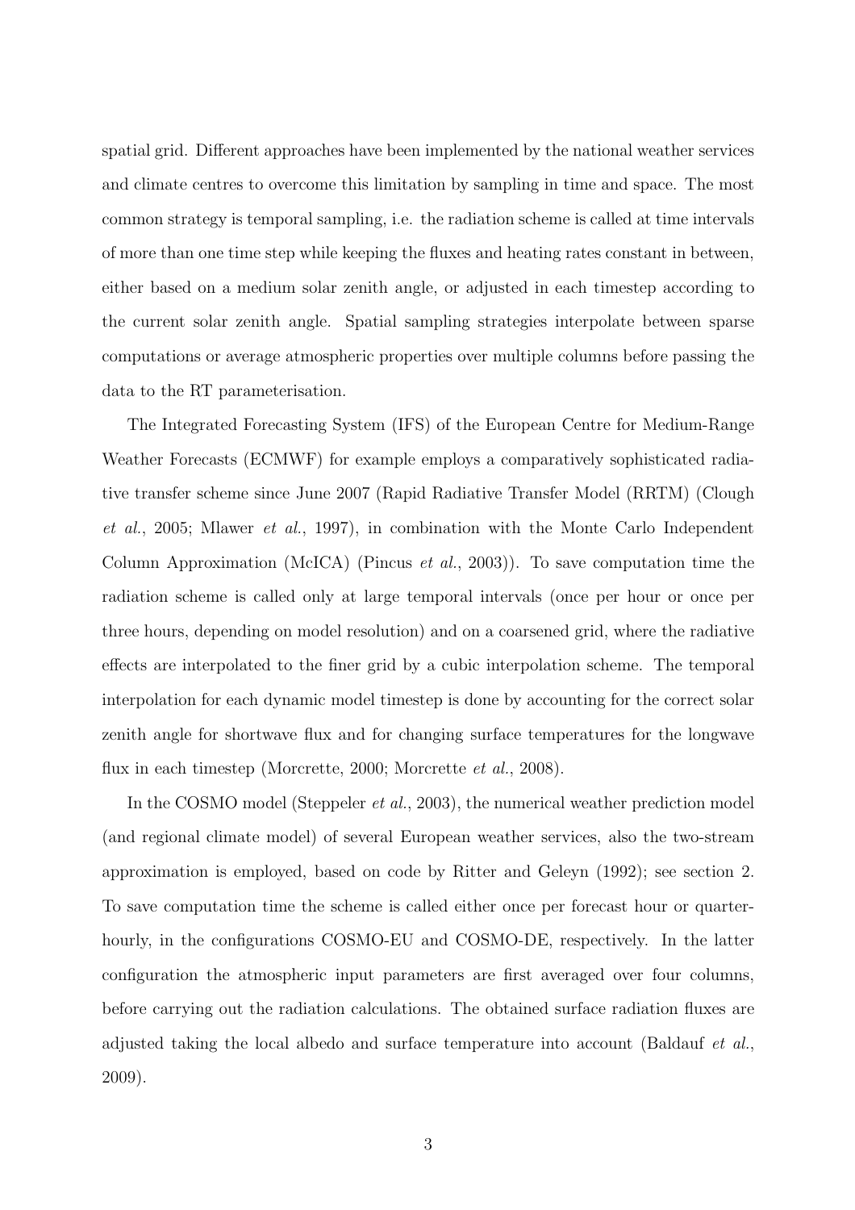spatial grid. Different approaches have been implemented by the national weather services and climate centres to overcome this limitation by sampling in time and space. The most common strategy is temporal sampling, i.e. the radiation scheme is called at time intervals of more than one time step while keeping the fluxes and heating rates constant in between, either based on a medium solar zenith angle, or adjusted in each timestep according to the current solar zenith angle. Spatial sampling strategies interpolate between sparse computations or average atmospheric properties over multiple columns before passing the data to the RT parameterisation.

The Integrated Forecasting System (IFS) of the European Centre for Medium-Range Weather Forecasts (ECMWF) for example employs a comparatively sophisticated radiative transfer scheme since June 2007 (Rapid Radiative Transfer Model (RRTM) (Clough *et al.*, 2005; Mlawer *et al.*, 1997), in combination with the Monte Carlo Independent Column Approximation (McICA) (Pincus *et al.*, 2003)). To save computation time the radiation scheme is called only at large temporal intervals (once per hour or once per three hours, depending on model resolution) and on a coarsened grid, where the radiative effects are interpolated to the finer grid by a cubic interpolation scheme. The temporal interpolation for each dynamic model timestep is done by accounting for the correct solar zenith angle for shortwave flux and for changing surface temperatures for the longwave flux in each timestep (Morcrette, 2000; Morcrette *et al.*, 2008).

In the COSMO model (Steppeler *et al.*, 2003), the numerical weather prediction model (and regional climate model) of several European weather services, also the two-stream approximation is employed, based on code by Ritter and Geleyn (1992); see section 2. To save computation time the scheme is called either once per forecast hour or quarter-hourly, in the configurations COSMO-EU and COSMO-DE, respectively. In the latter configuration the atmospheric input parameters are first averaged over four columns, before carrying out the radiation calculations. The obtained surface radiation fluxes are adjusted taking the local albedo and surface temperature into account (Baldauf *et al.*, 2009).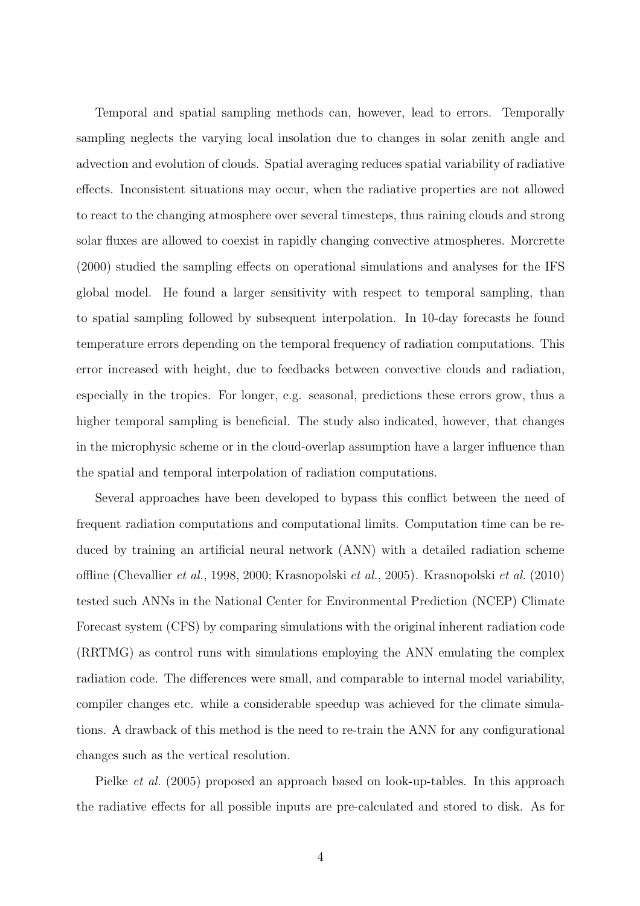Temporal and spatial sampling methods can, however, lead to errors. Temporally sampling neglects the varying local insolation due to changes in solar zenith angle and advection and evolution of clouds. Spatial averaging reduces spatial variability of radiative effects. Inconsistent situations may occur, when the radiative properties are not allowed to react to the changing atmosphere over several timesteps, thus raining clouds and strong solar fluxes are allowed to coexist in rapidly changing convective atmospheres. Morcrette (2000) studied the sampling effects on operational simulations and analyses for the IFS global model. He found a larger sensitivity with respect to temporal sampling, than to spatial sampling followed by subsequent interpolation. In 10-day forecasts he found temperature errors depending on the temporal frequency of radiation computations. This error increased with height, due to feedbacks between convective clouds and radiation, especially in the tropics. For longer, e.g. seasonal, predictions these errors grow, thus a higher temporal sampling is beneficial. The study also indicated, however, that changes in the microphysic scheme or in the cloud-overlap assumption have a larger influence than the spatial and temporal interpolation of radiation computations.

Several approaches have been developed to bypass this conflict between the need of frequent radiation computations and computational limits. Computation time can be reduced by training an artificial neural network (ANN) with a detailed radiation scheme offline (Chevallier *et al.*, 1998, 2000; Krasnopolski *et al.*, 2005). Krasnopolski *et al.* (2010) tested such ANNs in the National Center for Environmental Prediction (NCEP) Climate Forecast system (CFS) by comparing simulations with the original inherent radiation code (RRTMG) as control runs with simulations employing the ANN emulating the complex radiation code. The differences were small, and comparable to internal model variability, compiler changes etc. while a considerable speedup was achieved for the climate simulations. A drawback of this method is the need to re-train the ANN for any configurational changes such as the vertical resolution.

Pielke *et al.* (2005) proposed an approach based on look-up-tables. In this approach the radiative effects for all possible inputs are pre-calculated and stored to disk. As for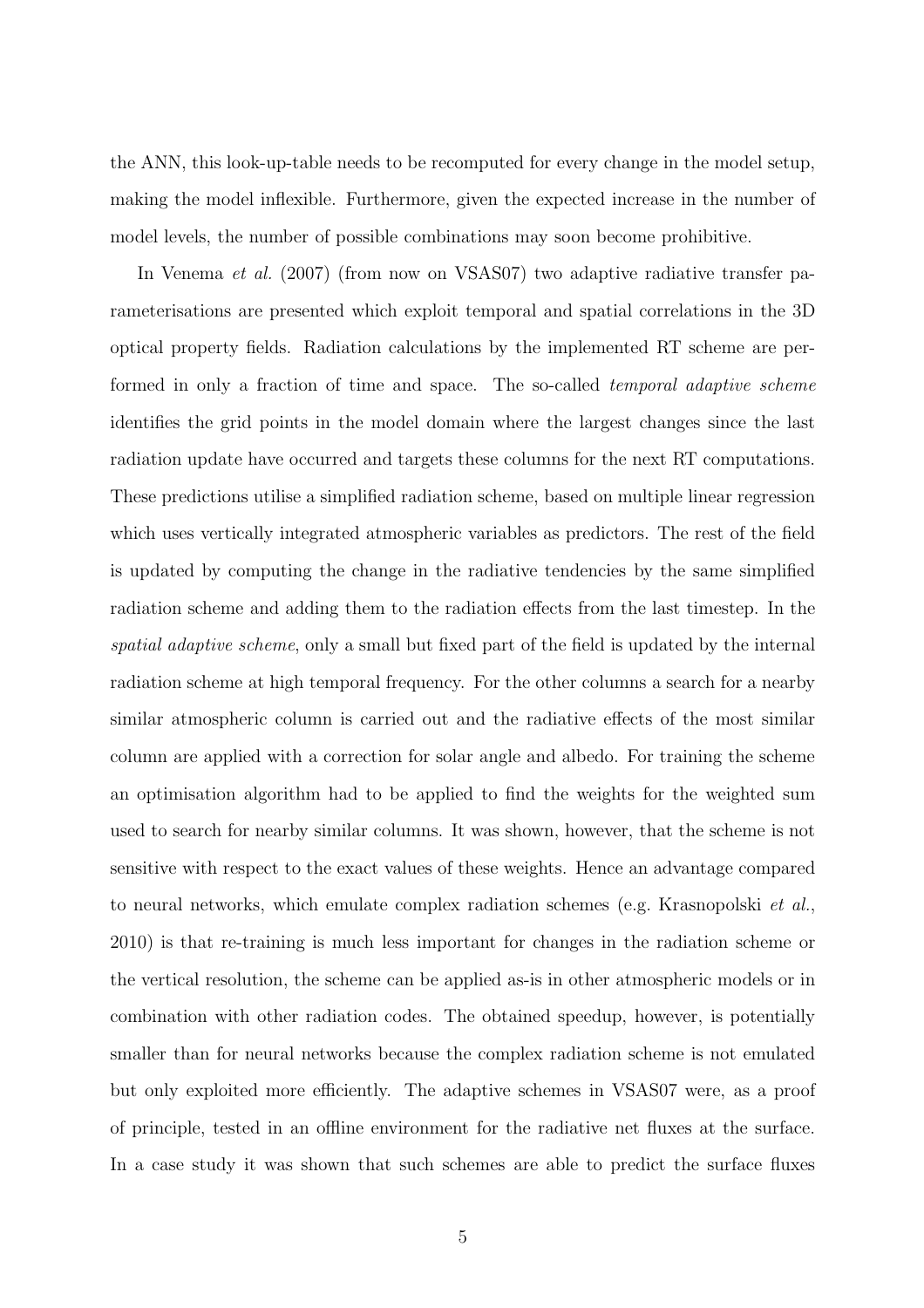the ANN, this look-up-table needs to be recomputed for every change in the model setup, making the model inflexible. Furthermore, given the expected increase in the number of model levels, the number of possible combinations may soon become prohibitive.

In Venema *et al.* (2007) (from now on VSAS07) two adaptive radiative transfer parameterisations are presented which exploit temporal and spatial correlations in the 3D optical property fields. Radiation calculations by the implemented RT scheme are performed in only a fraction of time and space. The so-called *temporal adaptive scheme* identifies the grid points in the model domain where the largest changes since the last radiation update have occurred and targets these columns for the next RT computations. These predictions utilise a simplified radiation scheme, based on multiple linear regression which uses vertically integrated atmospheric variables as predictors. The rest of the field is updated by computing the change in the radiative tendencies by the same simplified radiation scheme and adding them to the radiation effects from the last timestep. In the *spatial adaptive scheme*, only a small but fixed part of the field is updated by the internal radiation scheme at high temporal frequency. For the other columns a search for a nearby similar atmospheric column is carried out and the radiative effects of the most similar column are applied with a correction for solar angle and albedo. For training the scheme an optimisation algorithm had to be applied to find the weights for the weighted sum used to search for nearby similar columns. It was shown, however, that the scheme is not sensitive with respect to the exact values of these weights. Hence an advantage compared to neural networks, which emulate complex radiation schemes (e.g. Krasnopolski *et al.*, 2010) is that re-training is much less important for changes in the radiation scheme or the vertical resolution, the scheme can be applied as-is in other atmospheric models or in combination with other radiation codes. The obtained speedup, however, is potentially smaller than for neural networks because the complex radiation scheme is not emulated but only exploited more efficiently. The adaptive schemes in VSAS07 were, as a proof of principle, tested in an offline environment for the radiative net fluxes at the surface. In a case study it was shown that such schemes are able to predict the surface fluxes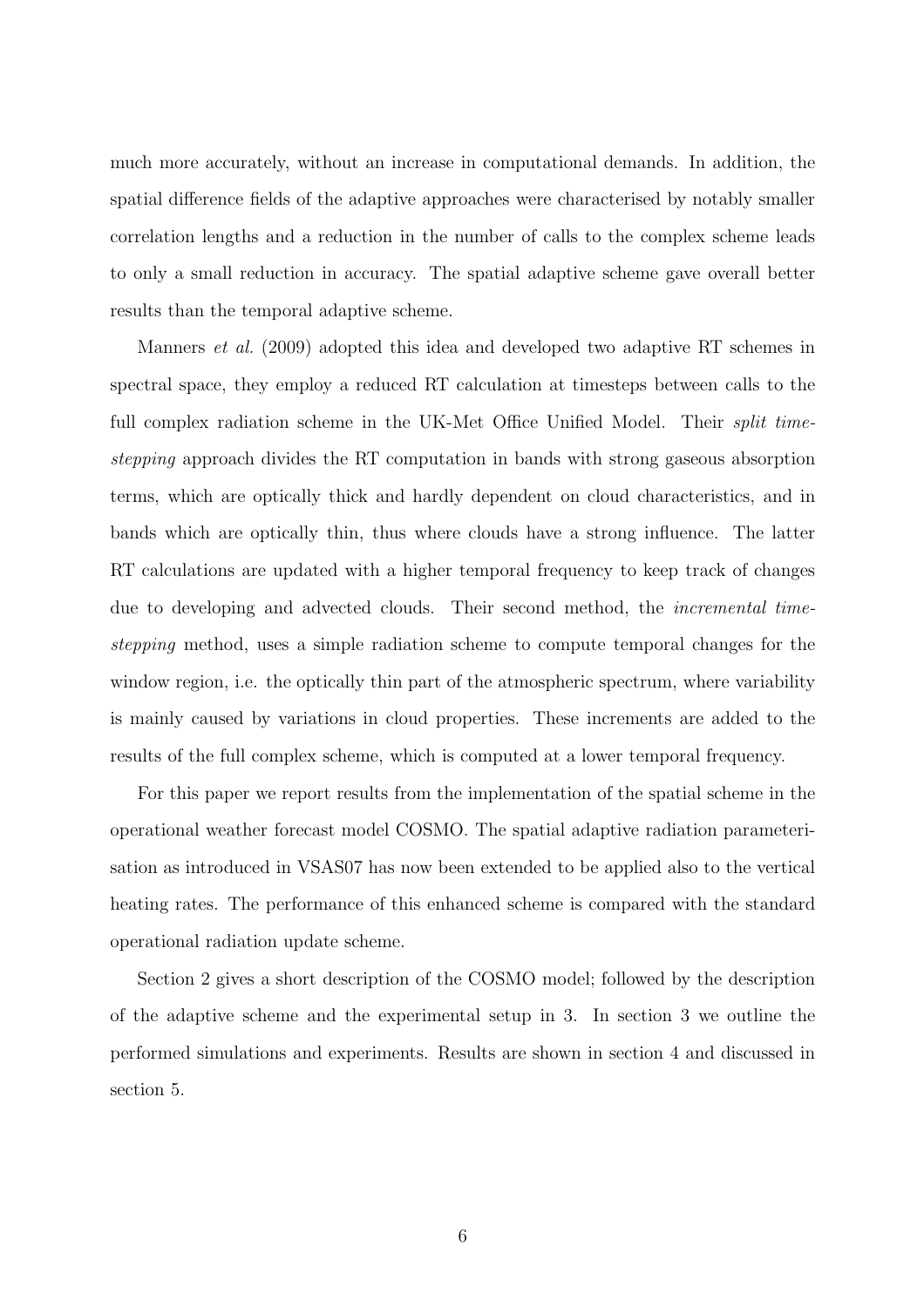much more accurately, without an increase in computational demands. In addition, the spatial difference fields of the adaptive approaches were characterised by notably smaller correlation lengths and a reduction in the number of calls to the complex scheme leads to only a small reduction in accuracy. The spatial adaptive scheme gave overall better results than the temporal adaptive scheme.

Manners *et al.* (2009) adopted this idea and developed two adaptive RT schemes in spectral space, they employ a reduced RT calculation at timesteps between calls to the full complex radiation scheme in the UK-Met Office Unified Model. Their *split time-stepping* approach divides the RT computation in bands with strong gaseous absorption terms, which are optically thick and hardly dependent on cloud characteristics, and in bands which are optically thin, thus where clouds have a strong influence. The latter RT calculations are updated with a higher temporal frequency to keep track of changes due to developing and advected clouds. Their second method, the *incremental time-stepping* method, uses a simple radiation scheme to compute temporal changes for the window region, i.e. the optically thin part of the atmospheric spectrum, where variability is mainly caused by variations in cloud properties. These increments are added to the results of the full complex scheme, which is computed at a lower temporal frequency.

For this paper we report results from the implementation of the spatial scheme in the operational weather forecast model COSMO. The spatial adaptive radiation parameterisation as introduced in VSAS07 has now been extended to be applied also to the vertical heating rates. The performance of this enhanced scheme is compared with the standard operational radiation update scheme.

Section 2 gives a short description of the COSMO model; followed by the description of the adaptive scheme and the experimental setup in 3. In section 3 we outline the performed simulations and experiments. Results are shown in section 4 and discussed in section 5.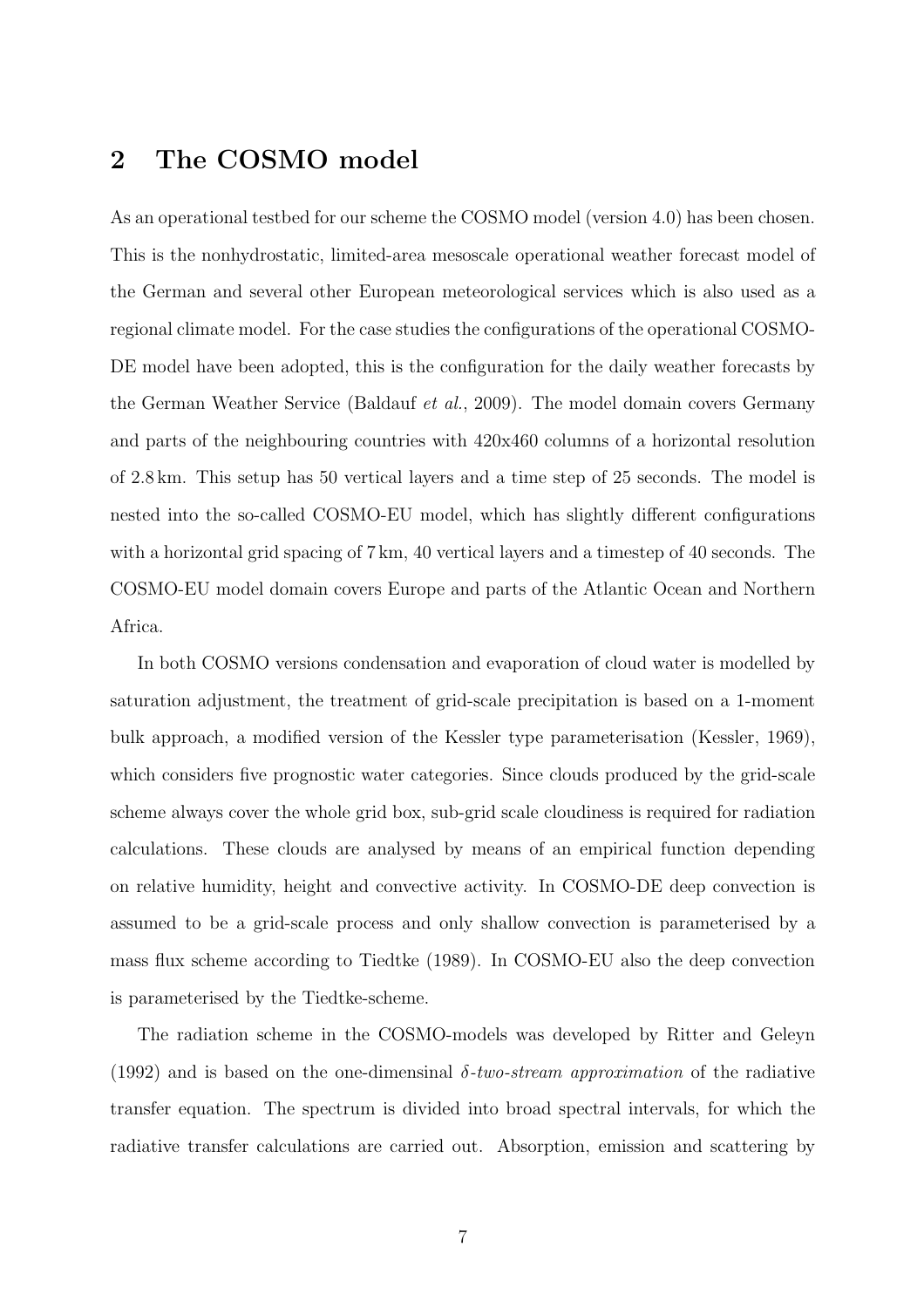## 2 The COSMO model

As an operational testbed for our scheme the COSMO model (version 4.0) has been chosen. This is the nonhydrostatic, limited-area mesoscale operational weather forecast model of the German and several other European meteorological services which is also used as a regional climate model. For the case studies the configurations of the operational COSMO-DE model have been adopted, this is the configuration for the daily weather forecasts by the German Weather Service (Baldauf *et al.*, 2009). The model domain covers Germany and parts of the neighbouring countries with 420x460 columns of a horizontal resolution of 2.8 km. This setup has 50 vertical layers and a time step of 25 seconds. The model is nested into the so-called COSMO-EU model, which has slightly different configurations with a horizontal grid spacing of 7 km, 40 vertical layers and a timestep of 40 seconds. The COSMO-EU model domain covers Europe and parts of the Atlantic Ocean and Northern Africa.

In both COSMO versions condensation and evaporation of cloud water is modelled by saturation adjustment, the treatment of grid-scale precipitation is based on a 1-moment bulk approach, a modified version of the Kessler type parameterisation (Kessler, 1969), which considers five prognostic water categories. Since clouds produced by the grid-scale scheme always cover the whole grid box, sub-grid scale cloudiness is required for radiation calculations. These clouds are analysed by means of an empirical function depending on relative humidity, height and convective activity. In COSMO-DE deep convection is assumed to be a grid-scale process and only shallow convection is parameterised by a mass flux scheme according to Tiedtke (1989). In COSMO-EU also the deep convection is parameterised by the Tiedtke-scheme.

The radiation scheme in the COSMO-models was developed by Ritter and Geleyn (1992) and is based on the one-dimensinal *$\delta$-two-stream approximation* of the radiative transfer equation. The spectrum is divided into broad spectral intervals, for which the radiative transfer calculations are carried out. Absorption, emission and scattering by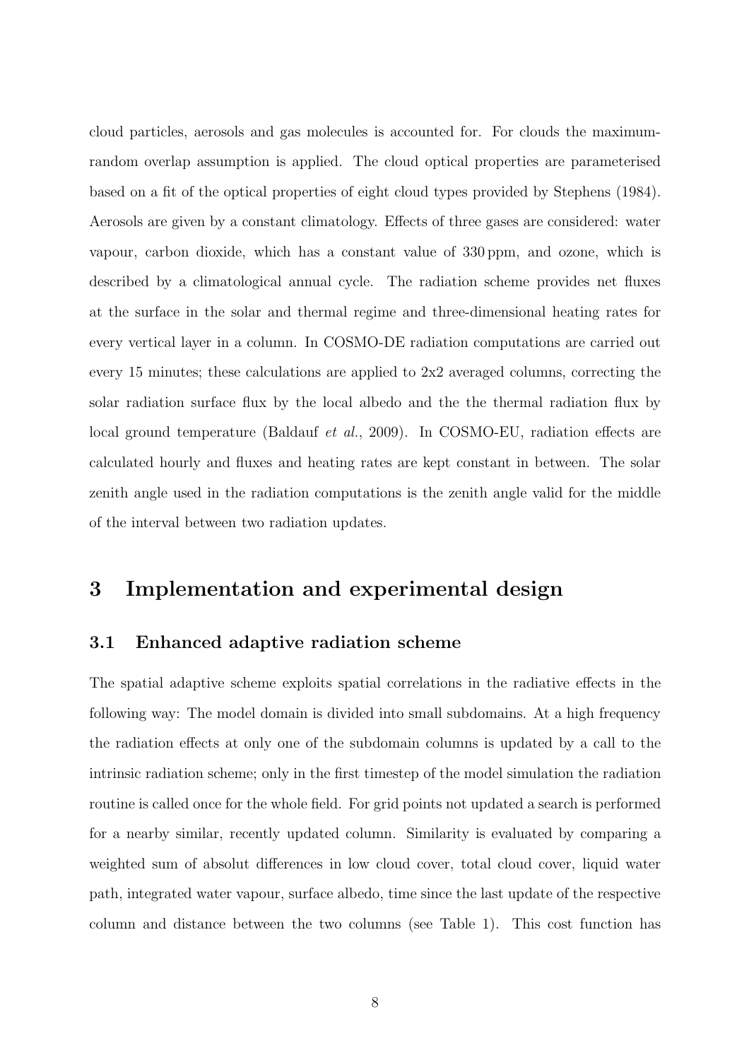cloud particles, aerosols and gas molecules is accounted for. For clouds the maximum-random overlap assumption is applied. The cloud optical properties are parameterised based on a fit of the optical properties of eight cloud types provided by Stephens (1984). Aerosols are given by a constant climatology. Effects of three gases are considered: water vapour, carbon dioxide, which has a constant value of 330 ppm, and ozone, which is described by a climatological annual cycle. The radiation scheme provides net fluxes at the surface in the solar and thermal regime and three-dimensional heating rates for every vertical layer in a column. In COSMO-DE radiation computations are carried out every 15 minutes; these calculations are applied to 2x2 averaged columns, correcting the solar radiation surface flux by the local albedo and the the thermal radiation flux by local ground temperature (Baldauf *et al.*, 2009). In COSMO-EU, radiation effects are calculated hourly and fluxes and heating rates are kept constant in between. The solar zenith angle used in the radiation computations is the zenith angle valid for the middle of the interval between two radiation updates.

# 3 Implementation and experimental design

## 3.1 Enhanced adaptive radiation scheme

The spatial adaptive scheme exploits spatial correlations in the radiative effects in the following way: The model domain is divided into small subdomains. At a high frequency the radiation effects at only one of the subdomain columns is updated by a call to the intrinsic radiation scheme; only in the first timestep of the model simulation the radiation routine is called once for the whole field. For grid points not updated a search is performed for a nearby similar, recently updated column. Similarity is evaluated by comparing a weighted sum of absolut differences in low cloud cover, total cloud cover, liquid water path, integrated water vapour, surface albedo, time since the last update of the respective column and distance between the two columns (see Table 1). This cost function has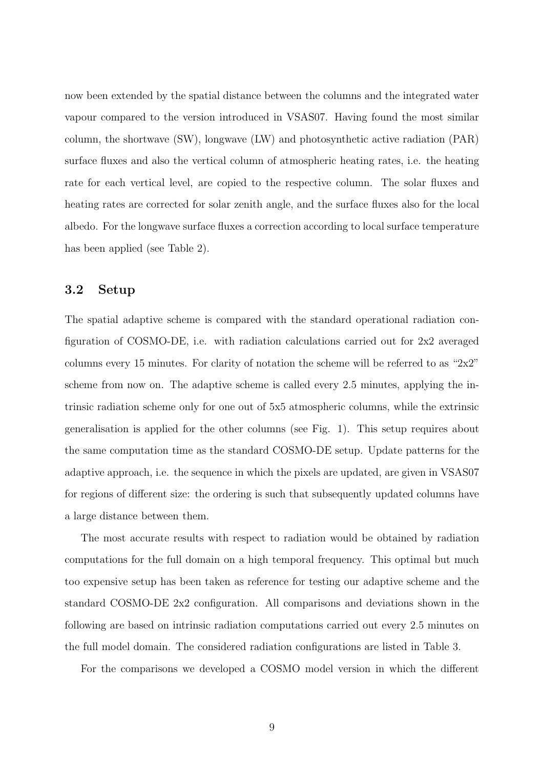now been extended by the spatial distance between the columns and the integrated water vapour compared to the version introduced in VSAS07. Having found the most similar column, the shortwave (SW), longwave (LW) and photosynthetic active radiation (PAR) surface fluxes and also the vertical column of atmospheric heating rates, i.e. the heating rate for each vertical level, are copied to the respective column. The solar fluxes and heating rates are corrected for solar zenith angle, and the surface fluxes also for the local albedo. For the longwave surface fluxes a correction according to local surface temperature has been applied (see Table 2).

### 3.2 Setup

The spatial adaptive scheme is compared with the standard operational radiation configuration of COSMO-DE, i.e. with radiation calculations carried out for 2x2 averaged columns every 15 minutes. For clarity of notation the scheme will be referred to as "2x2" scheme from now on. The adaptive scheme is called every 2.5 minutes, applying the intrinsic radiation scheme only for one out of 5x5 atmospheric columns, while the extrinsic generalisation is applied for the other columns (see Fig. 1). This setup requires about the same computation time as the standard COSMO-DE setup. Update patterns for the adaptive approach, i.e. the sequence in which the pixels are updated, are given in VSAS07 for regions of different size: the ordering is such that subsequently updated columns have a large distance between them.

The most accurate results with respect to radiation would be obtained by radiation computations for the full domain on a high temporal frequency. This optimal but much too expensive setup has been taken as reference for testing our adaptive scheme and the standard COSMO-DE 2x2 configuration. All comparisons and deviations shown in the following are based on intrinsic radiation computations carried out every 2.5 minutes on the full model domain. The considered radiation configurations are listed in Table 3.

For the comparisons we developed a COSMO model version in which the different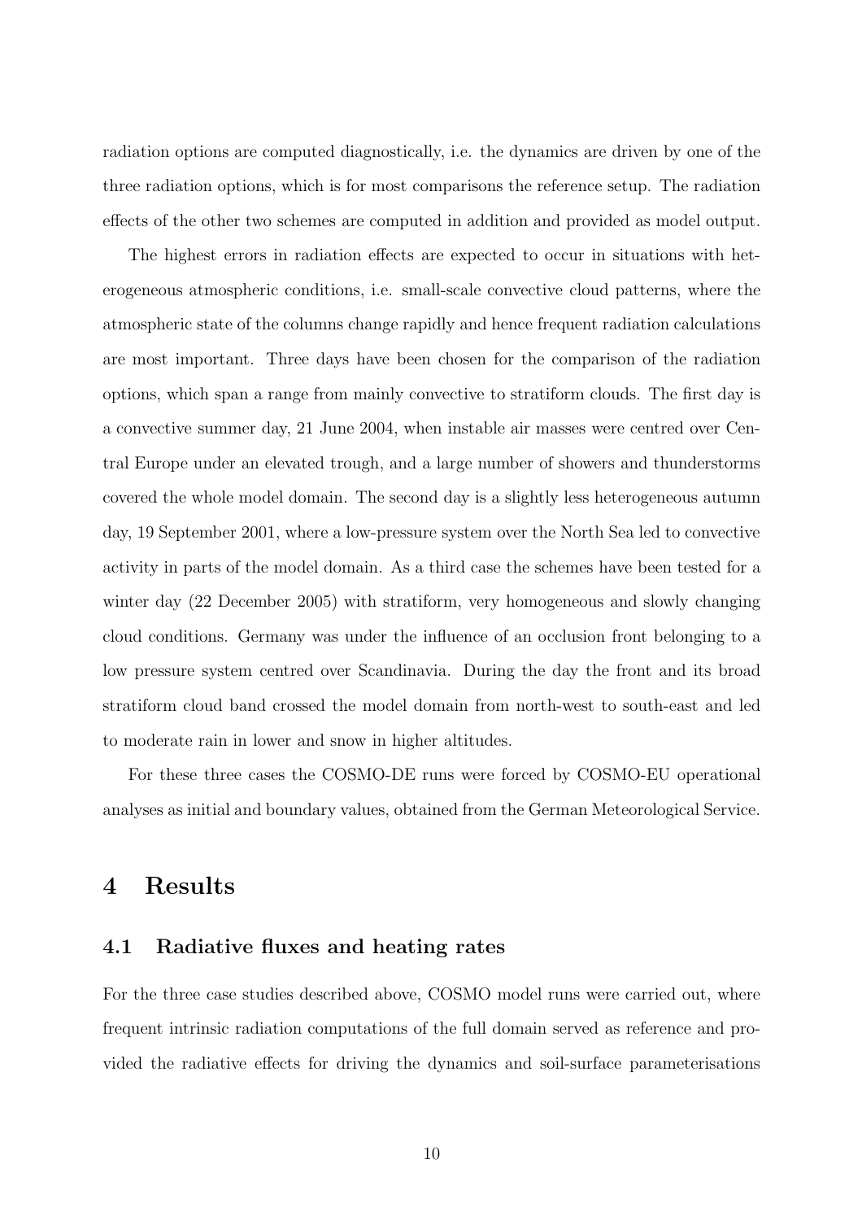radiation options are computed diagnostically, i.e. the dynamics are driven by one of the three radiation options, which is for most comparisons the reference setup. The radiation effects of the other two schemes are computed in addition and provided as model output.

The highest errors in radiation effects are expected to occur in situations with heterogeneous atmospheric conditions, i.e. small-scale convective cloud patterns, where the atmospheric state of the columns change rapidly and hence frequent radiation calculations are most important. Three days have been chosen for the comparison of the radiation options, which span a range from mainly convective to stratiform clouds. The first day is a convective summer day, 21 June 2004, when instable air masses were centred over Central Europe under an elevated trough, and a large number of showers and thunderstorms covered the whole model domain. The second day is a slightly less heterogeneous autumn day, 19 September 2001, where a low-pressure system over the North Sea led to convective activity in parts of the model domain. As a third case the schemes have been tested for a winter day (22 December 2005) with stratiform, very homogeneous and slowly changing cloud conditions. Germany was under the influence of an occlusion front belonging to a low pressure system centred over Scandinavia. During the day the front and its broad stratiform cloud band crossed the model domain from north-west to south-east and led to moderate rain in lower and snow in higher altitudes.

For these three cases the COSMO-DE runs were forced by COSMO-EU operational analyses as initial and boundary values, obtained from the German Meteorological Service.

# 4 Results

## 4.1 Radiative fluxes and heating rates

For the three case studies described above, COSMO model runs were carried out, where frequent intrinsic radiation computations of the full domain served as reference and provided the radiative effects for driving the dynamics and soil-surface parameterisations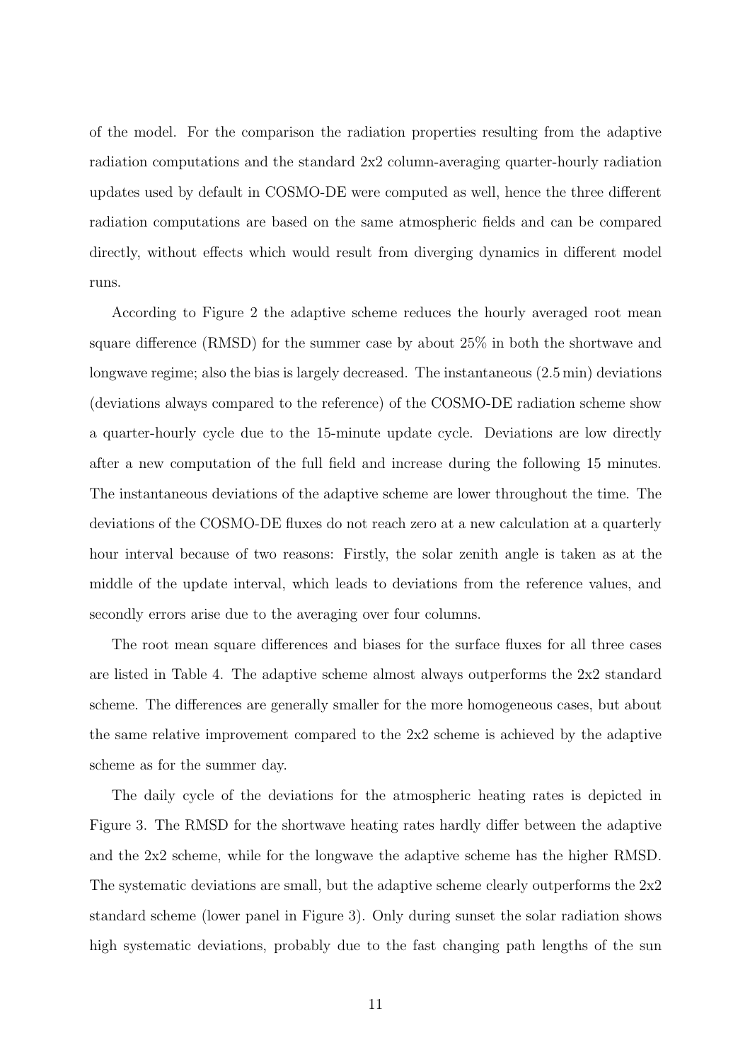of the model. For the comparison the radiation properties resulting from the adaptive radiation computations and the standard 2x2 column-averaging quarter-hourly radiation updates used by default in COSMO-DE were computed as well, hence the three different radiation computations are based on the same atmospheric fields and can be compared directly, without effects which would result from diverging dynamics in different model runs.

According to Figure 2 the adaptive scheme reduces the hourly averaged root mean square difference (RMSD) for the summer case by about 25% in both the shortwave and longwave regime; also the bias is largely decreased. The instantaneous (2.5 min) deviations (deviations always compared to the reference) of the COSMO-DE radiation scheme show a quarter-hourly cycle due to the 15-minute update cycle. Deviations are low directly after a new computation of the full field and increase during the following 15 minutes. The instantaneous deviations of the adaptive scheme are lower throughout the time. The deviations of the COSMO-DE fluxes do not reach zero at a new calculation at a quarterly hour interval because of two reasons: Firstly, the solar zenith angle is taken as at the middle of the update interval, which leads to deviations from the reference values, and secondly errors arise due to the averaging over four columns.

The root mean square differences and biases for the surface fluxes for all three cases are listed in Table 4. The adaptive scheme almost always outperforms the 2x2 standard scheme. The differences are generally smaller for the more homogeneous cases, but about the same relative improvement compared to the 2x2 scheme is achieved by the adaptive scheme as for the summer day.

The daily cycle of the deviations for the atmospheric heating rates is depicted in Figure 3. The RMSD for the shortwave heating rates hardly differ between the adaptive and the 2x2 scheme, while for the longwave the adaptive scheme has the higher RMSD. The systematic deviations are small, but the adaptive scheme clearly outperforms the 2x2 standard scheme (lower panel in Figure 3). Only during sunset the solar radiation shows high systematic deviations, probably due to the fast changing path lengths of the sun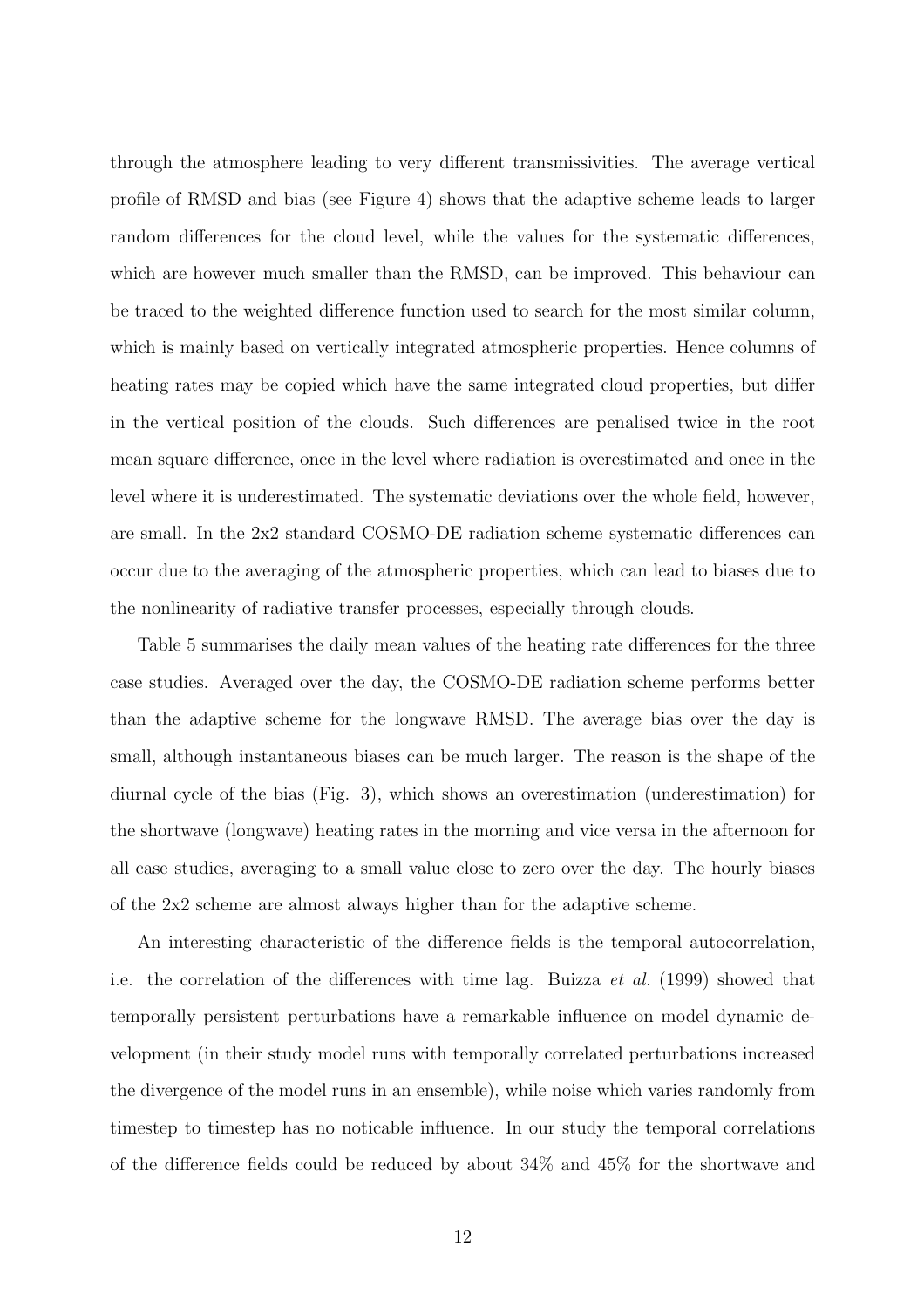through the atmosphere leading to very different transmissivities. The average vertical profile of RMSD and bias (see Figure 4) shows that the adaptive scheme leads to larger random differences for the cloud level, while the values for the systematic differences, which are however much smaller than the RMSD, can be improved. This behaviour can be traced to the weighted difference function used to search for the most similar column, which is mainly based on vertically integrated atmospheric properties. Hence columns of heating rates may be copied which have the same integrated cloud properties, but differ in the vertical position of the clouds. Such differences are penalised twice in the root mean square difference, once in the level where radiation is overestimated and once in the level where it is underestimated. The systematic deviations over the whole field, however, are small. In the 2x2 standard COSMO-DE radiation scheme systematic differences can occur due to the averaging of the atmospheric properties, which can lead to biases due to the nonlinearity of radiative transfer processes, especially through clouds.

Table 5 summarises the daily mean values of the heating rate differences for the three case studies. Averaged over the day, the COSMO-DE radiation scheme performs better than the adaptive scheme for the longwave RMSD. The average bias over the day is small, although instantaneous biases can be much larger. The reason is the shape of the diurnal cycle of the bias (Fig. 3), which shows an overestimation (underestimation) for the shortwave (longwave) heating rates in the morning and vice versa in the afternoon for all case studies, averaging to a small value close to zero over the day. The hourly biases of the 2x2 scheme are almost always higher than for the adaptive scheme.

An interesting characteristic of the difference fields is the temporal autocorrelation, i.e. the correlation of the differences with time lag. Buizza *et al.* (1999) showed that temporally persistent perturbations have a remarkable influence on model dynamic development (in their study model runs with temporally correlated perturbations increased the divergence of the model runs in an ensemble), while noise which varies randomly from timestep to timestep has no noticable influence. In our study the temporal correlations of the difference fields could be reduced by about 34% and 45% for the shortwave and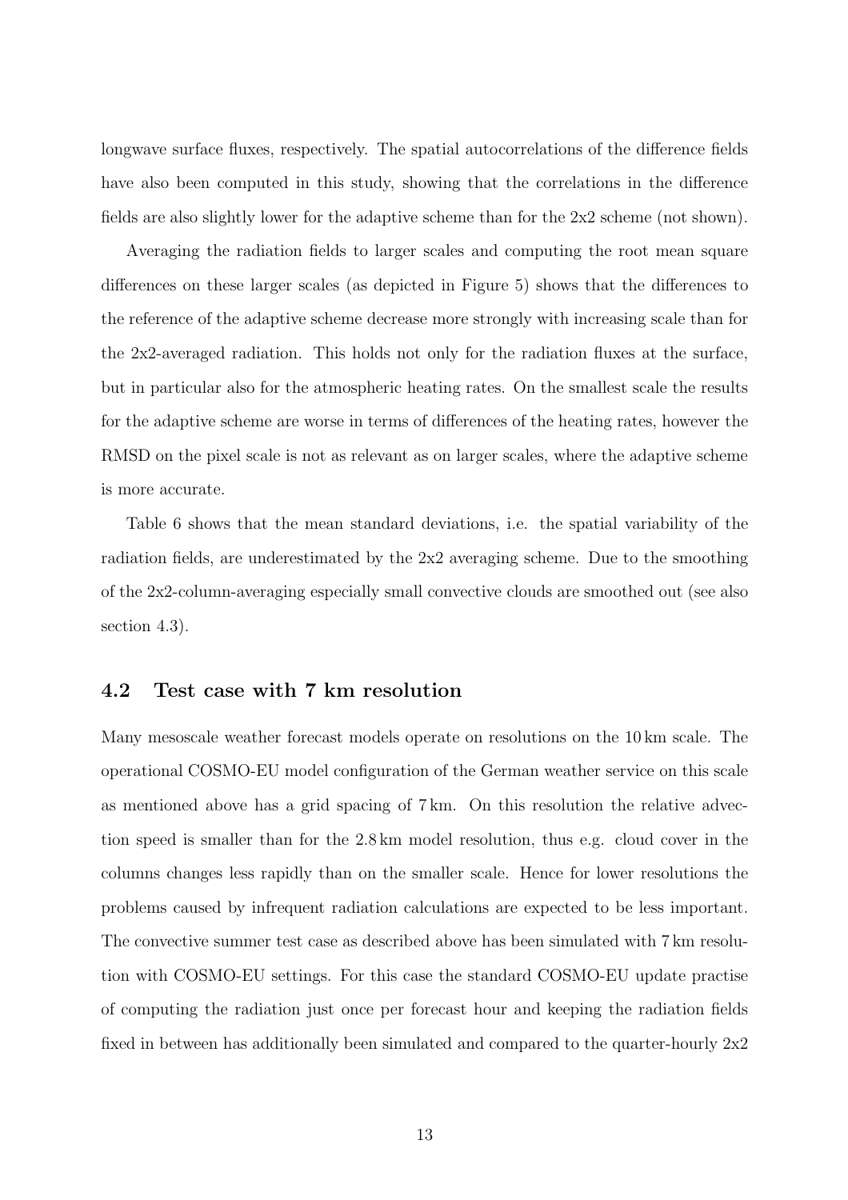longwave surface fluxes, respectively. The spatial autocorrelations of the difference fields have also been computed in this study, showing that the correlations in the difference fields are also slightly lower for the adaptive scheme than for the 2x2 scheme (not shown).

Averaging the radiation fields to larger scales and computing the root mean square differences on these larger scales (as depicted in Figure 5) shows that the differences to the reference of the adaptive scheme decrease more strongly with increasing scale than for the 2x2-averaged radiation. This holds not only for the radiation fluxes at the surface, but in particular also for the atmospheric heating rates. On the smallest scale the results for the adaptive scheme are worse in terms of differences of the heating rates, however the RMSD on the pixel scale is not as relevant as on larger scales, where the adaptive scheme is more accurate.

Table 6 shows that the mean standard deviations, i.e. the spatial variability of the radiation fields, are underestimated by the 2x2 averaging scheme. Due to the smoothing of the 2x2-column-averaging especially small convective clouds are smoothed out (see also section 4.3).

## 4.2 Test case with 7 km resolution

Many mesoscale weather forecast models operate on resolutions on the 10 km scale. The operational COSMO-EU model configuration of the German weather service on this scale as mentioned above has a grid spacing of 7 km. On this resolution the relative advection speed is smaller than for the 2.8 km model resolution, thus e.g. cloud cover in the columns changes less rapidly than on the smaller scale. Hence for lower resolutions the problems caused by infrequent radiation calculations are expected to be less important. The convective summer test case as described above has been simulated with 7 km resolution with COSMO-EU settings. For this case the standard COSMO-EU update practise of computing the radiation just once per forecast hour and keeping the radiation fields fixed in between has additionally been simulated and compared to the quarter-hourly 2x2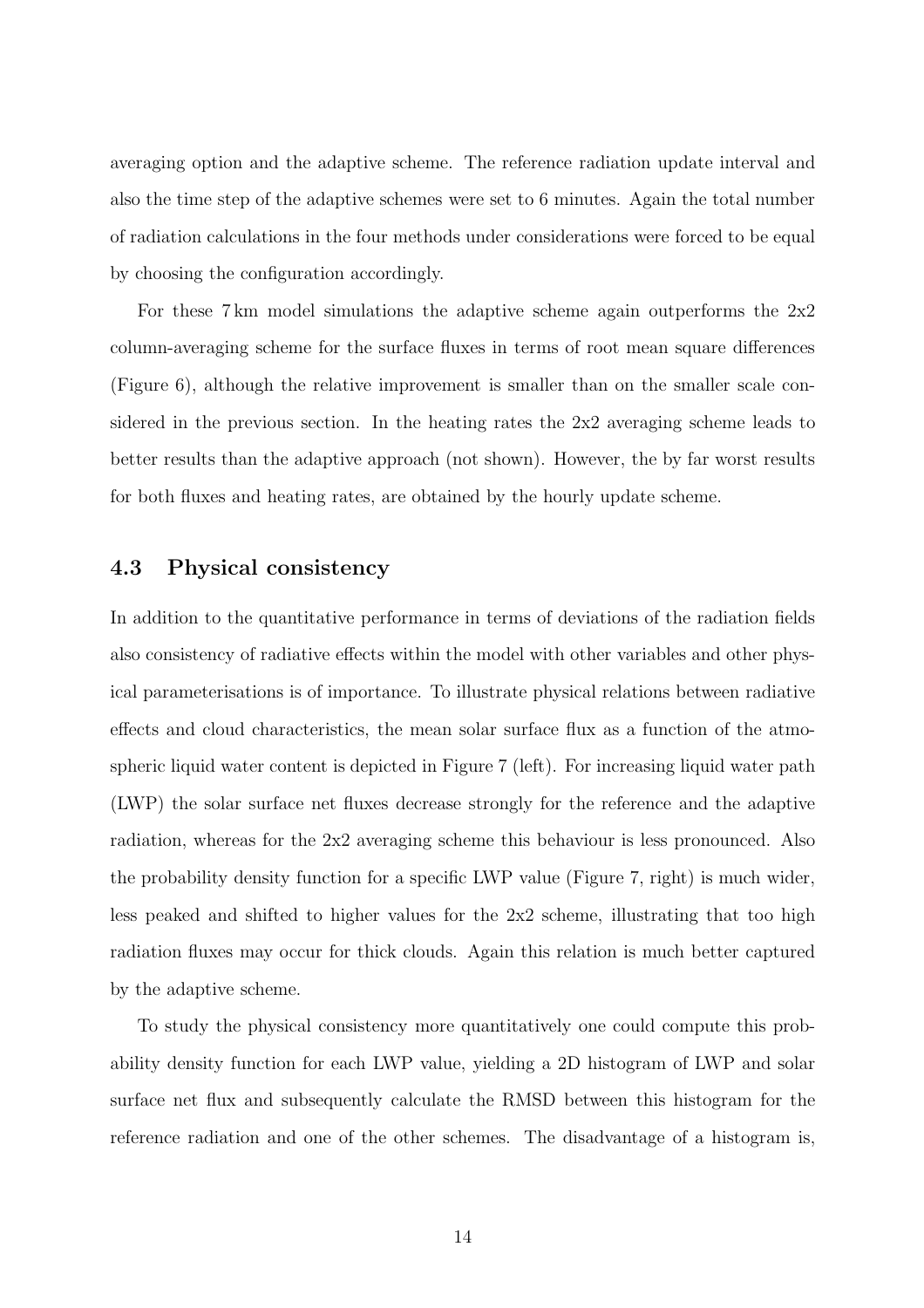averaging option and the adaptive scheme. The reference radiation update interval and also the time step of the adaptive schemes were set to 6 minutes. Again the total number of radiation calculations in the four methods under considerations were forced to be equal by choosing the configuration accordingly.

For these 7 km model simulations the adaptive scheme again outperforms the 2x2 column-averaging scheme for the surface fluxes in terms of root mean square differences (Figure 6), although the relative improvement is smaller than on the smaller scale considered in the previous section. In the heating rates the 2x2 averaging scheme leads to better results than the adaptive approach (not shown). However, the by far worst results for both fluxes and heating rates, are obtained by the hourly update scheme.

### 4.3 Physical consistency

In addition to the quantitative performance in terms of deviations of the radiation fields also consistency of radiative effects within the model with other variables and other physical parameterisations is of importance. To illustrate physical relations between radiative effects and cloud characteristics, the mean solar surface flux as a function of the atmospheric liquid water content is depicted in Figure 7 (left). For increasing liquid water path (LWP) the solar surface net fluxes decrease strongly for the reference and the adaptive radiation, whereas for the 2x2 averaging scheme this behaviour is less pronounced. Also the probability density function for a specific LWP value (Figure 7, right) is much wider, less peaked and shifted to higher values for the 2x2 scheme, illustrating that too high radiation fluxes may occur for thick clouds. Again this relation is much better captured by the adaptive scheme.

To study the physical consistency more quantitatively one could compute this probability density function for each LWP value, yielding a 2D histogram of LWP and solar surface net flux and subsequently calculate the RMSD between this histogram for the reference radiation and one of the other schemes. The disadvantage of a histogram is,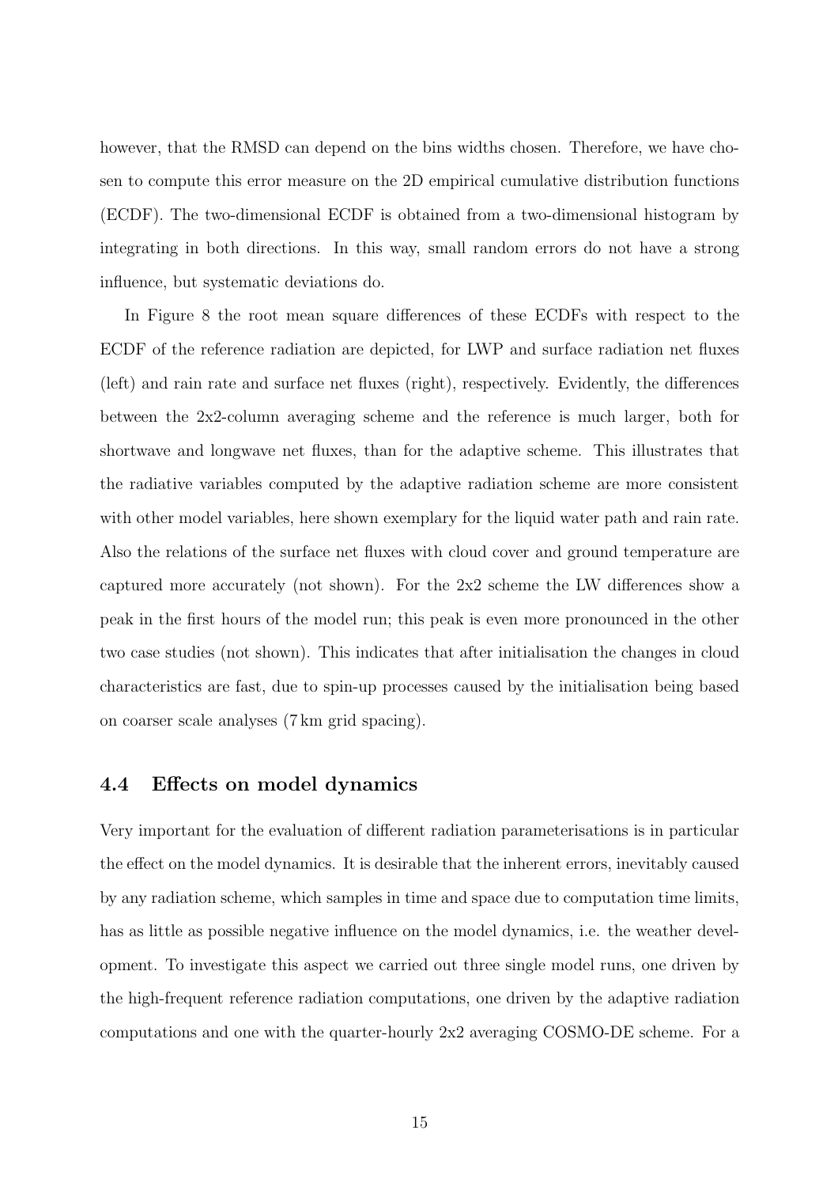however, that the RMSD can depend on the bins widths chosen. Therefore, we have chosen to compute this error measure on the 2D empirical cumulative distribution functions (ECDF). The two-dimensional ECDF is obtained from a two-dimensional histogram by integrating in both directions. In this way, small random errors do not have a strong influence, but systematic deviations do.

In Figure 8 the root mean square differences of these ECDFs with respect to the ECDF of the reference radiation are depicted, for LWP and surface radiation net fluxes (left) and rain rate and surface net fluxes (right), respectively. Evidently, the differences between the 2x2-column averaging scheme and the reference is much larger, both for shortwave and longwave net fluxes, than for the adaptive scheme. This illustrates that the radiative variables computed by the adaptive radiation scheme are more consistent with other model variables, here shown exemplary for the liquid water path and rain rate. Also the relations of the surface net fluxes with cloud cover and ground temperature are captured more accurately (not shown). For the 2x2 scheme the LW differences show a peak in the first hours of the model run; this peak is even more pronounced in the other two case studies (not shown). This indicates that after initialisation the changes in cloud characteristics are fast, due to spin-up processes caused by the initialisation being based on coarser scale analyses (7 km grid spacing).

### 4.4 Effects on model dynamics

Very important for the evaluation of different radiation parameterisations is in particular the effect on the model dynamics. It is desirable that the inherent errors, inevitably caused by any radiation scheme, which samples in time and space due to computation time limits, has as little as possible negative influence on the model dynamics, i.e. the weather development. To investigate this aspect we carried out three single model runs, one driven by the high-frequent reference radiation computations, one driven by the adaptive radiation computations and one with the quarter-hourly 2x2 averaging COSMO-DE scheme. For a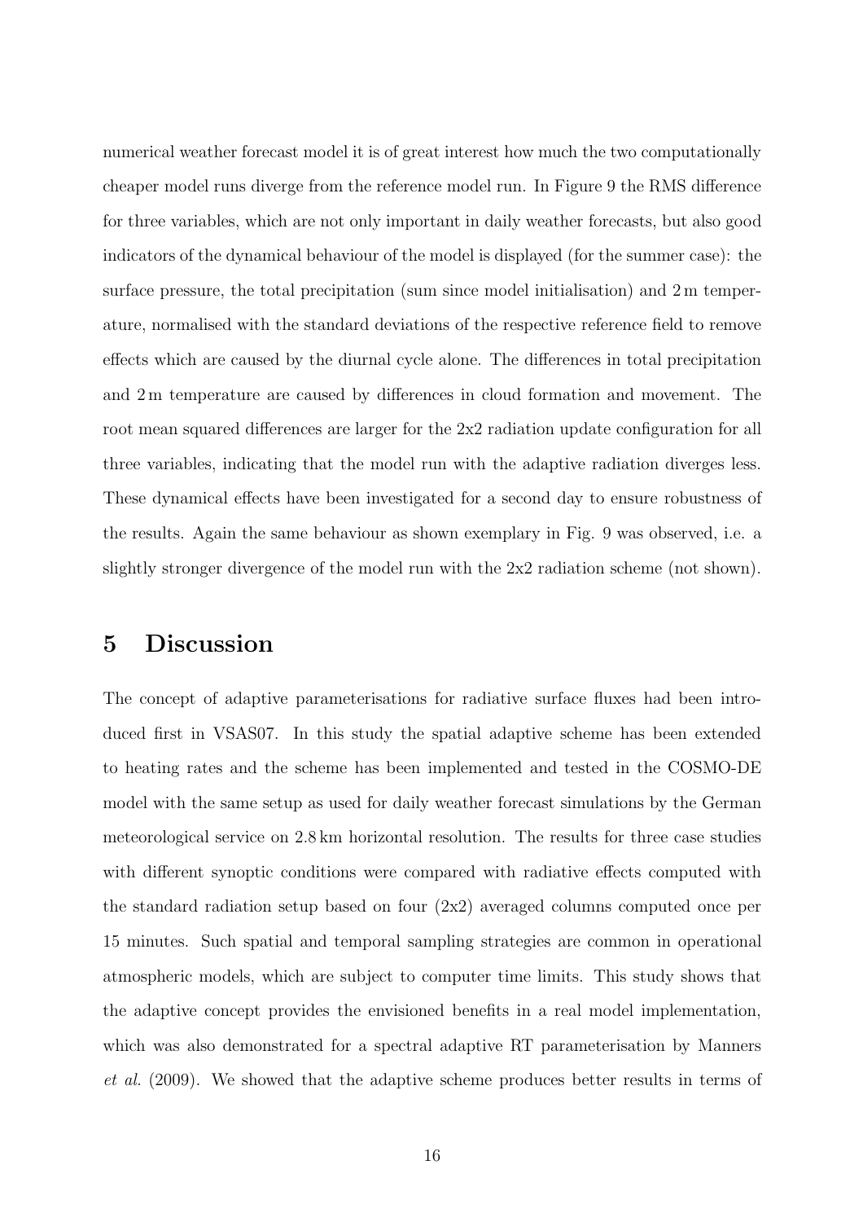numerical weather forecast model it is of great interest how much the two computationally cheaper model runs diverge from the reference model run. In Figure 9 the RMS difference for three variables, which are not only important in daily weather forecasts, but also good indicators of the dynamical behaviour of the model is displayed (for the summer case): the surface pressure, the total precipitation (sum since model initialisation) and 2 m temperature, normalised with the standard deviations of the respective reference field to remove effects which are caused by the diurnal cycle alone. The differences in total precipitation and 2 m temperature are caused by differences in cloud formation and movement. The root mean squared differences are larger for the 2x2 radiation update configuration for all three variables, indicating that the model run with the adaptive radiation diverges less. These dynamical effects have been investigated for a second day to ensure robustness of the results. Again the same behaviour as shown exemplary in Fig. 9 was observed, i.e. a slightly stronger divergence of the model run with the 2x2 radiation scheme (not shown).

## 5 Discussion

The concept of adaptive parameterisations for radiative surface fluxes had been introduced first in VSAS07. In this study the spatial adaptive scheme has been extended to heating rates and the scheme has been implemented and tested in the COSMO-DE model with the same setup as used for daily weather forecast simulations by the German meteorological service on 2.8 km horizontal resolution. The results for three case studies with different synoptic conditions were compared with radiative effects computed with the standard radiation setup based on four (2x2) averaged columns computed once per 15 minutes. Such spatial and temporal sampling strategies are common in operational atmospheric models, which are subject to computer time limits. This study shows that the adaptive concept provides the envisioned benefits in a real model implementation, which was also demonstrated for a spectral adaptive RT parameterisation by Manners *et al.* (2009). We showed that the adaptive scheme produces better results in terms of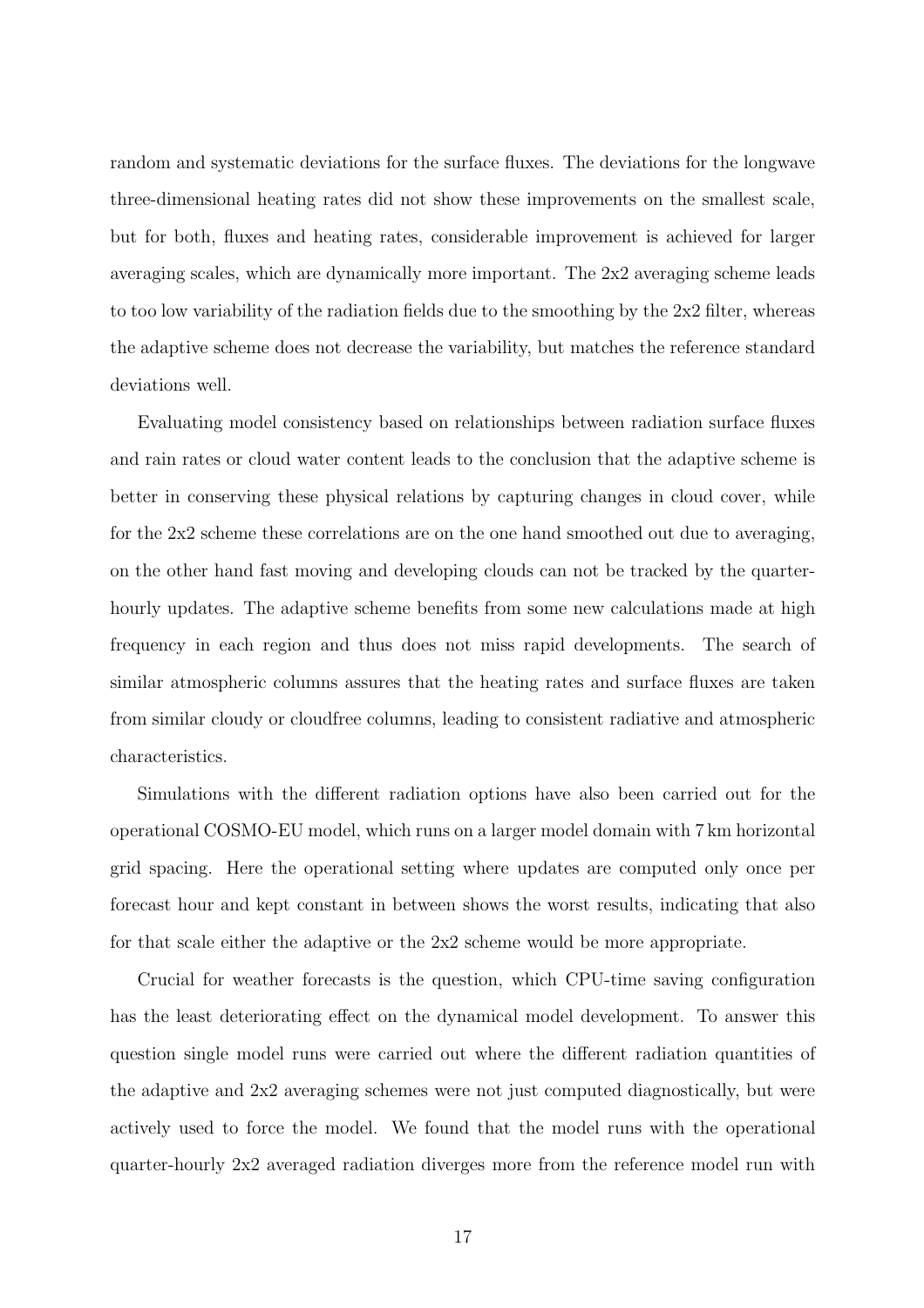random and systematic deviations for the surface fluxes. The deviations for the longwave three-dimensional heating rates did not show these improvements on the smallest scale, but for both, fluxes and heating rates, considerable improvement is achieved for larger averaging scales, which are dynamically more important. The 2x2 averaging scheme leads to too low variability of the radiation fields due to the smoothing by the 2x2 filter, whereas the adaptive scheme does not decrease the variability, but matches the reference standard deviations well.

Evaluating model consistency based on relationships between radiation surface fluxes and rain rates or cloud water content leads to the conclusion that the adaptive scheme is better in conserving these physical relations by capturing changes in cloud cover, while for the 2x2 scheme these correlations are on the one hand smoothed out due to averaging, on the other hand fast moving and developing clouds can not be tracked by the quarter-hourly updates. The adaptive scheme benefits from some new calculations made at high frequency in each region and thus does not miss rapid developments. The search of similar atmospheric columns assures that the heating rates and surface fluxes are taken from similar cloudy or cloudfree columns, leading to consistent radiative and atmospheric characteristics.

Simulations with the different radiation options have also been carried out for the operational COSMO-EU model, which runs on a larger model domain with 7 km horizontal grid spacing. Here the operational setting where updates are computed only once per forecast hour and kept constant in between shows the worst results, indicating that also for that scale either the adaptive or the 2x2 scheme would be more appropriate.

Crucial for weather forecasts is the question, which CPU-time saving configuration has the least deteriorating effect on the dynamical model development. To answer this question single model runs were carried out where the different radiation quantities of the adaptive and 2x2 averaging schemes were not just computed diagnostically, but were actively used to force the model. We found that the model runs with the operational quarter-hourly 2x2 averaged radiation diverges more from the reference model run with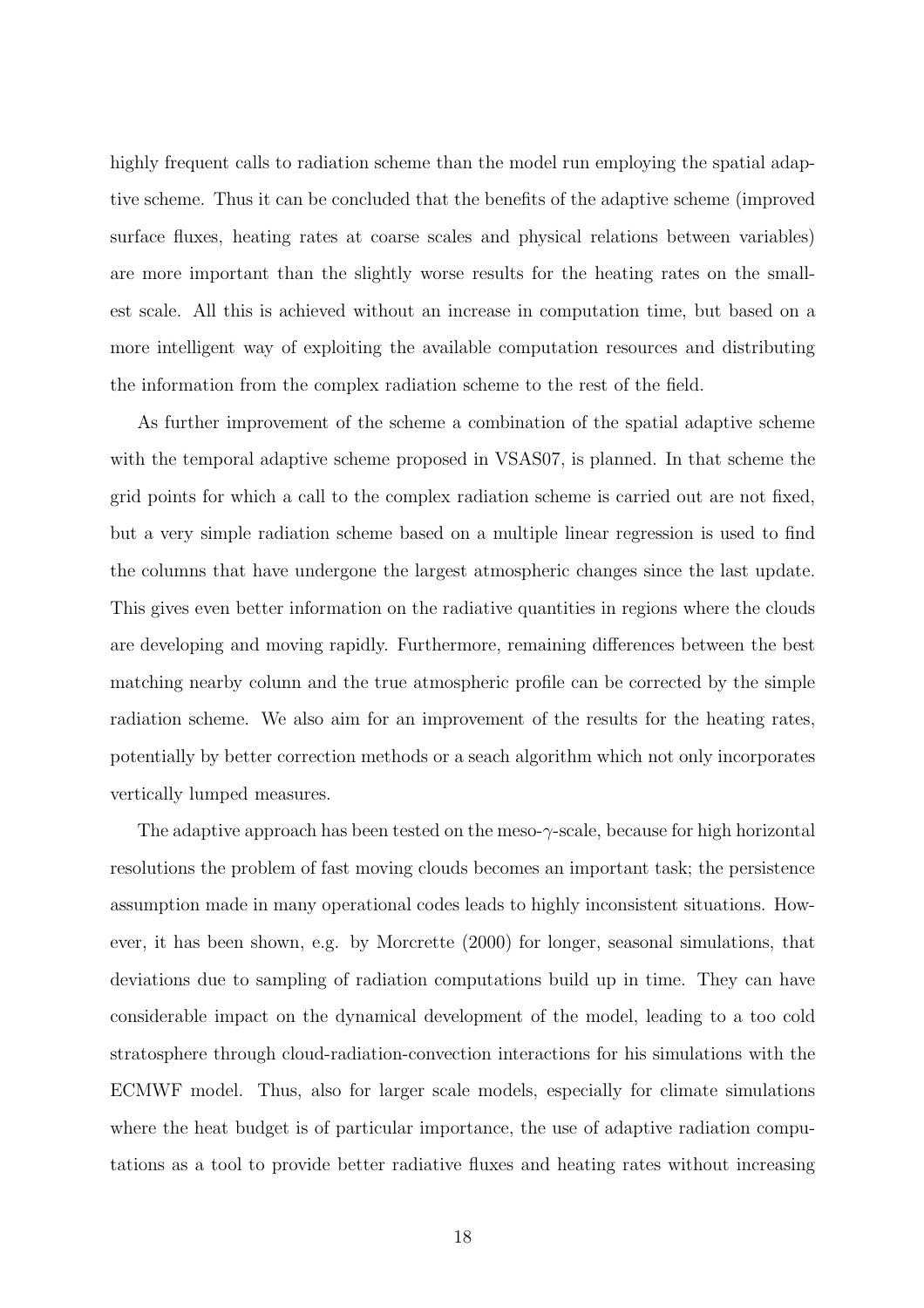highly frequent calls to radiation scheme than the model run employing the spatial adaptive scheme. Thus it can be concluded that the benefits of the adaptive scheme (improved surface fluxes, heating rates at coarse scales and physical relations between variables) are more important than the slightly worse results for the heating rates on the smallest scale. All this is achieved without an increase in computation time, but based on a more intelligent way of exploiting the available computation resources and distributing the information from the complex radiation scheme to the rest of the field.

As further improvement of the scheme a combination of the spatial adaptive scheme with the temporal adaptive scheme proposed in VSAS07, is planned. In that scheme the grid points for which a call to the complex radiation scheme is carried out are not fixed, but a very simple radiation scheme based on a multiple linear regression is used to find the columns that have undergone the largest atmospheric changes since the last update. This gives even better information on the radiative quantities in regions where the clouds are developing and moving rapidly. Furthermore, remaining differences between the best matching nearby column and the true atmospheric profile can be corrected by the simple radiation scheme. We also aim for an improvement of the results for the heating rates, potentially by better correction methods or a seach algorithm which not only incorporates vertically lumped measures.

The adaptive approach has been tested on the meso-$\gamma$-scale, because for high horizontal resolutions the problem of fast moving clouds becomes an important task; the persistence assumption made in many operational codes leads to highly inconsistent situations. However, it has been shown, e.g. by Morcrette (2000) for longer, seasonal simulations, that deviations due to sampling of radiation computations build up in time. They can have considerable impact on the dynamical development of the model, leading to a too cold stratosphere through cloud-radiation-convection interactions for his simulations with the ECMWF model. Thus, also for larger scale models, especially for climate simulations where the heat budget is of particular importance, the use of adaptive radiation computations as a tool to provide better radiative fluxes and heating rates without increasing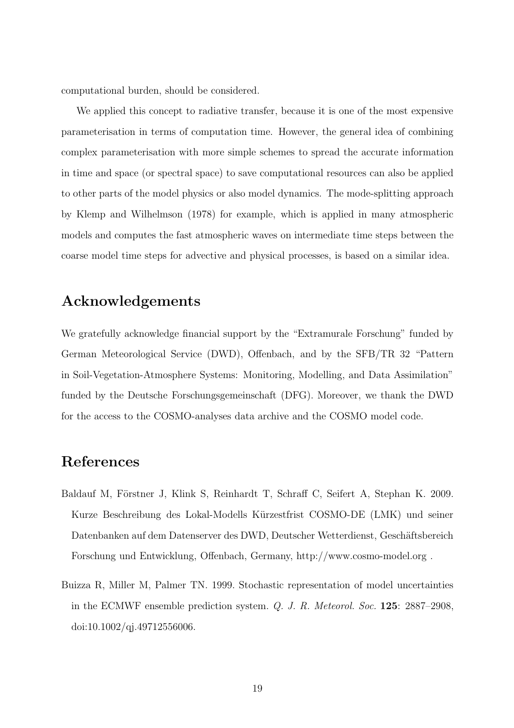computational burden, should be considered.

We applied this concept to radiative transfer, because it is one of the most expensive parameterisation in terms of computation time. However, the general idea of combining complex parameterisation with more simple schemes to spread the accurate information in time and space (or spectral space) to save computational resources can also be applied to other parts of the model physics or also model dynamics. The mode-splitting approach by Klemp and Wilhelmson (1978) for example, which is applied in many atmospheric models and computes the fast atmospheric waves on intermediate time steps between the coarse model time steps for advective and physical processes, is based on a similar idea.

## Acknowledgements

We gratefully acknowledge financial support by the "Extramurale Forschung" funded by German Meteorological Service (DWD), Offenbach, and by the SFB/TR 32 "Pattern in Soil-Vegetation-Atmosphere Systems: Monitoring, Modelling, and Data Assimilation" funded by the Deutsche Forschungsgemeinschaft (DFG). Moreover, we thank the DWD for the access to the COSMO-analyses data archive and the COSMO model code.

## References

Baldauf M, Förstner J, Klink S, Reinhardt T, Schraff C, Seifert A, Stephan K. 2009. Kurze Beschreibung des Lokal-Modells Kürzestfrist COSMO-DE (LMK) und seiner Datenbanken auf dem Datenserver des DWD, Deutscher Wetterdienst, Geschäftsbereich Forschung und Entwicklung, Offenbach, Germany, http://www.cosmo-model.org .

Buizza R, Miller M, Palmer TN. 1999. Stochastic representation of model uncertainties in the ECMWF ensemble prediction system. *Q. J. R. Meteorol. Soc.* **125**: 2887–2908, doi:10.1002/qj.49712556006.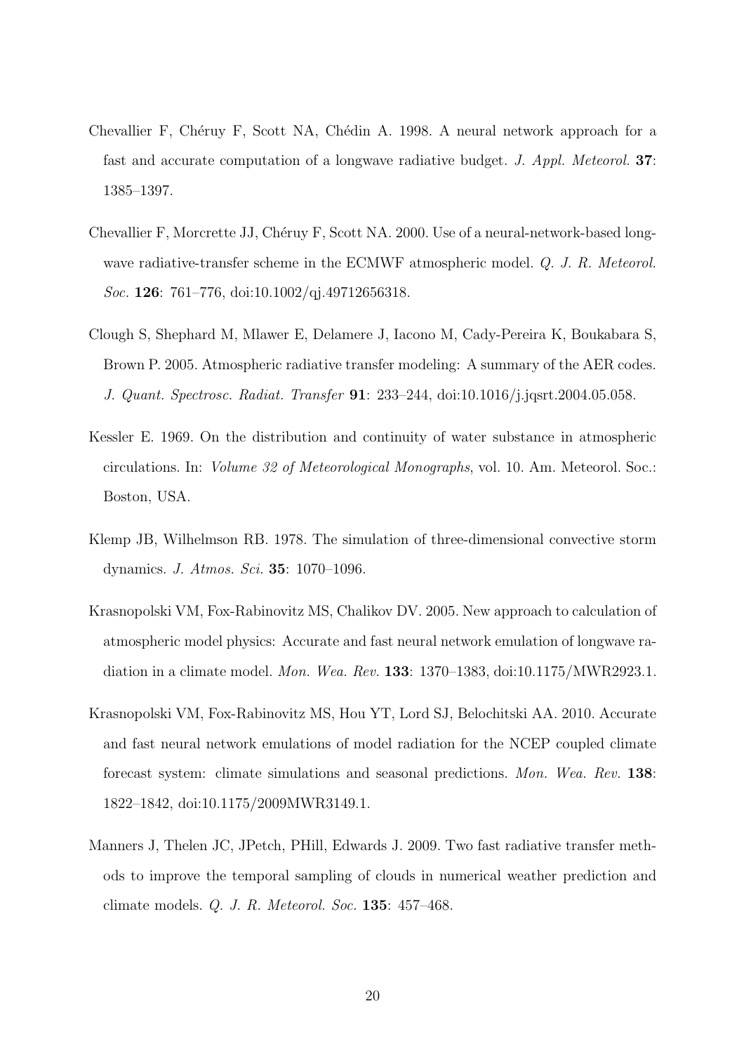Chevallier F, Chéruy F, Scott NA, Chédin A. 1998. A neural network approach for a fast and accurate computation of a longwave radiative budget. *J. Appl. Meteorol.* **37**: 1385–1397.

Chevallier F, Morcrette JJ, Chéruy F, Scott NA. 2000. Use of a neural-network-based longwave radiative-transfer scheme in the ECMWF atmospheric model. *Q. J. R. Meteorol. Soc.* **126**: 761–776, doi:10.1002/qj.49712656318.

Clough S, Shephard M, Mlawer E, Delamere J, Iacono M, Cady-Pereira K, Boukabara S, Brown P. 2005. Atmospheric radiative transfer modeling: A summary of the AER codes. *J. Quant. Spectrosc. Radiat. Transfer* **91**: 233–244, doi:10.1016/j.jqsrt.2004.05.058.

Kessler E. 1969. On the distribution and continuity of water substance in atmospheric circulations. In: *Volume 32 of Meteorological Monographs*, vol. 10. Am. Meteorol. Soc.: Boston, USA.

Klemp JB, Wilhelmson RB. 1978. The simulation of three-dimensional convective storm dynamics. *J. Atmos. Sci.* **35**: 1070–1096.

Krasnopolski VM, Fox-Rabinovitz MS, Chalikov DV. 2005. New approach to calculation of atmospheric model physics: Accurate and fast neural network emulation of longwave radiation in a climate model. *Mon. Wea. Rev.* **133**: 1370–1383, doi:10.1175/MWR2923.1.

Krasnopolski VM, Fox-Rabinovitz MS, Hou YT, Lord SJ, Belochitski AA. 2010. Accurate and fast neural network emulations of model radiation for the NCEP coupled climate forecast system: climate simulations and seasonal predictions. *Mon. Wea. Rev.* **138**: 1822–1842, doi:10.1175/2009MWR3149.1.

Manners J, Thelen JC, JPetch, PHill, Edwards J. 2009. Two fast radiative transfer methods to improve the temporal sampling of clouds in numerical weather prediction and climate models. *Q. J. R. Meteorol. Soc.* **135**: 457–468.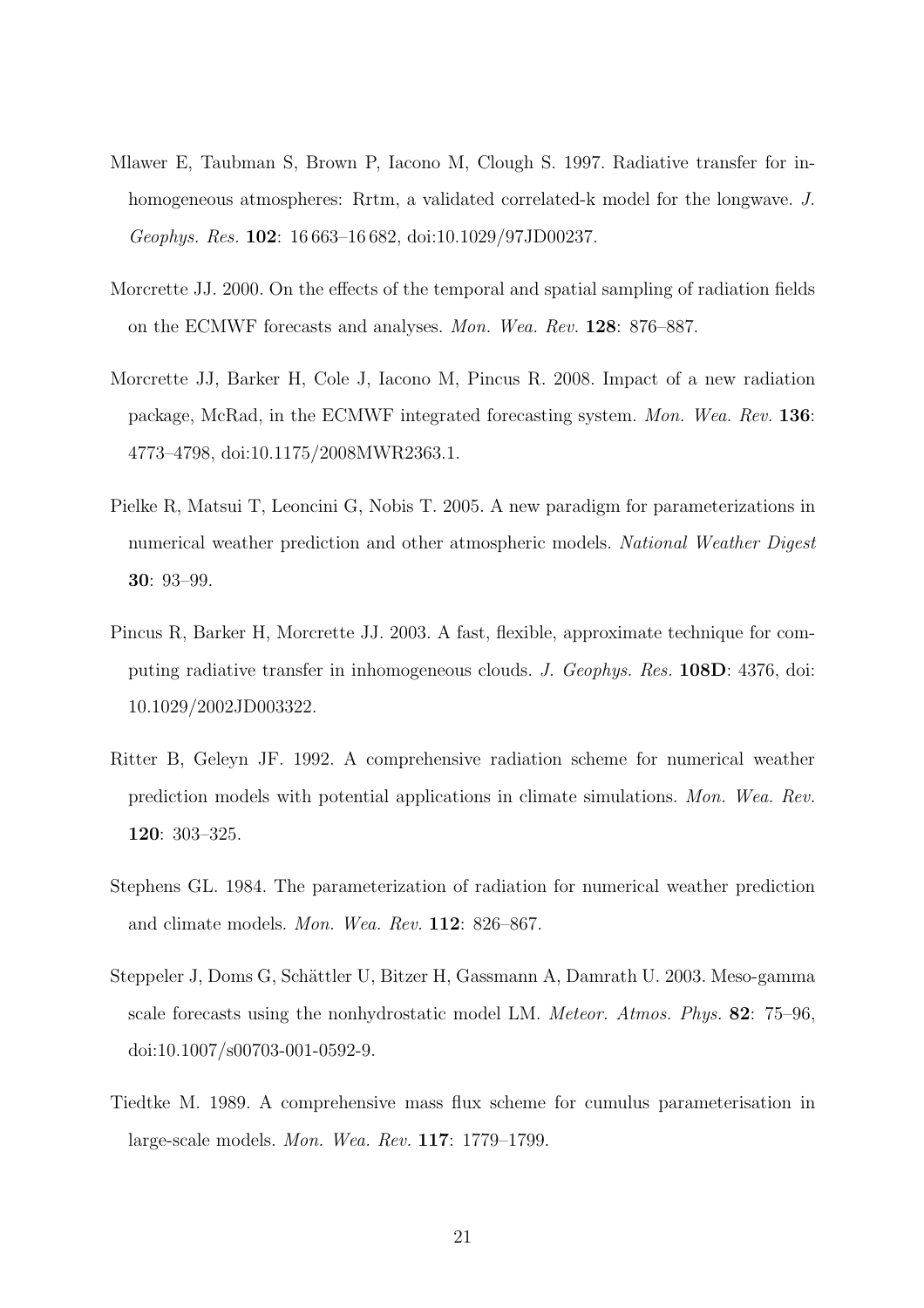Mlawer E, Taubman S, Brown P, Iacono M, Clough S. 1997. Radiative transfer for inhomogeneous atmospheres: Rrtm, a validated correlated-k model for the longwave. *J. Geophys. Res.* **102**: 16 663–16 682, doi:10.1029/97JD00237.

Morcrette JJ. 2000. On the effects of the temporal and spatial sampling of radiation fields on the ECMWF forecasts and analyses. *Mon. Wea. Rev.* **128**: 876–887.

Morcrette JJ, Barker H, Cole J, Iacono M, Pincus R. 2008. Impact of a new radiation package, McRad, in the ECMWF integrated forecasting system. *Mon. Wea. Rev.* **136**: 4773–4798, doi:10.1175/2008MWR2363.1.

Pielke R, Matsui T, Leoncini G, Nobis T. 2005. A new paradigm for parameterizations in numerical weather prediction and other atmospheric models. *National Weather Digest* **30**: 93–99.

Pincus R, Barker H, Morcrette JJ. 2003. A fast, flexible, approximate technique for computing radiative transfer in inhomogeneous clouds. *J. Geophys. Res.* **108D**: 4376, doi: 10.1029/2002JD003322.

Ritter B, Geleyn JF. 1992. A comprehensive radiation scheme for numerical weather prediction models with potential applications in climate simulations. *Mon. Wea. Rev.* **120**: 303–325.

Stephens GL. 1984. The parameterization of radiation for numerical weather prediction and climate models. *Mon. Wea. Rev.* **112**: 826–867.

Steppeler J, Doms G, Schättler U, Bitzer H, Gassmann A, Damrath U. 2003. Meso-gamma scale forecasts using the nonhydrostatic model LM. *Meteor. Atmos. Phys.* **82**: 75–96, doi:10.1007/s00703-001-0592-9.

Tiedtke M. 1989. A comprehensive mass flux scheme for cumulus parameterisation in large-scale models. *Mon. Wea. Rev.* **117**: 1779–1799.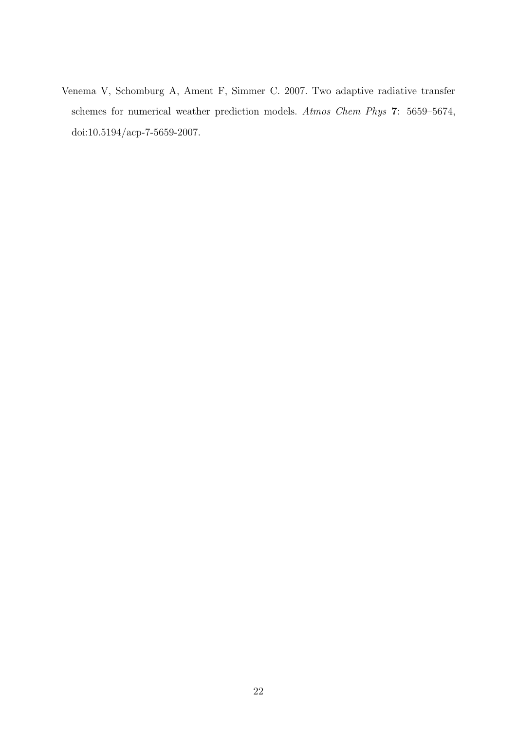Venema V, Schomburg A, Ament F, Simmer C. 2007. Two adaptive radiative transfer schemes for numerical weather prediction models. *Atmos Chem Phys* **7**: 5659–5674, doi:10.5194/acp-7-5659-2007.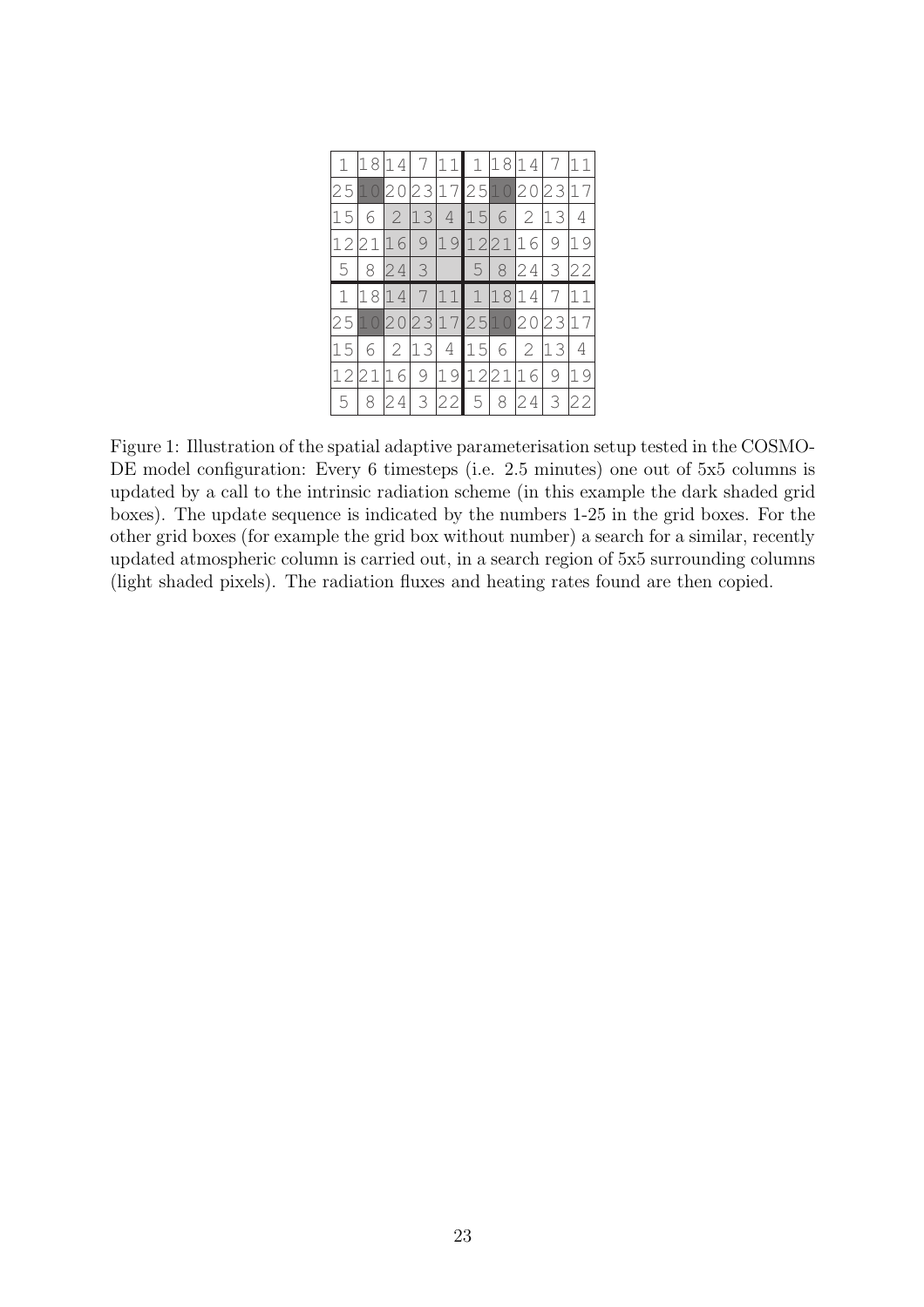| | | | | | | | | | |
|---|---|---|---|---|---|---|---|---|---|
| 1 | 18 | 14 | 7 | 11 | 1 | 18 | 14 | 7 | 11 |
| 25 | 10 | 20 | 23 | 17 | 25 | 10 | 20 | 23 | 17 |
| 15 | 6 | 2 | 13 | 4 | 15 | 6 | 2 | 13 | 4 |
| 12 | 21 | 16 | 9 | 19 | 12 | 21 | 16 | 9 | 19 |
| 5 | 8 | 24 | 3 | | 5 | 8 | 24 | 3 | 22 |
| 1 | 18 | 14 | 7 | 11 | 1 | 18 | 14 | 7 | 11 |
| 25 | 10 | 20 | 23 | 17 | 25 | 10 | 20 | 23 | 17 |
| 15 | 6 | 2 | 13 | 4 | 15 | 6 | 2 | 13 | 4 |
| 12 | 21 | 16 | 9 | 19 | 12 | 21 | 16 | 9 | 19 |
| 5 | 8 | 24 | 3 | 22 | 5 | 8 | 24 | 3 | 22 |

Figure 1: Illustration of the spatial adaptive parameterisation setup tested in the COSMO-DE model configuration: Every 6 timesteps (i.e. 2.5 minutes) one out of 5x5 columns is updated by a call to the intrinsic radiation scheme (in this example the dark shaded grid boxes). The update sequence is indicated by the numbers 1-25 in the grid boxes. For the other grid boxes (for example the grid box without number) a search for a similar, recently updated atmospheric column is carried out, in a search region of 5x5 surrounding columns (light shaded pixels). The radiation fluxes and heating rates found are then copied.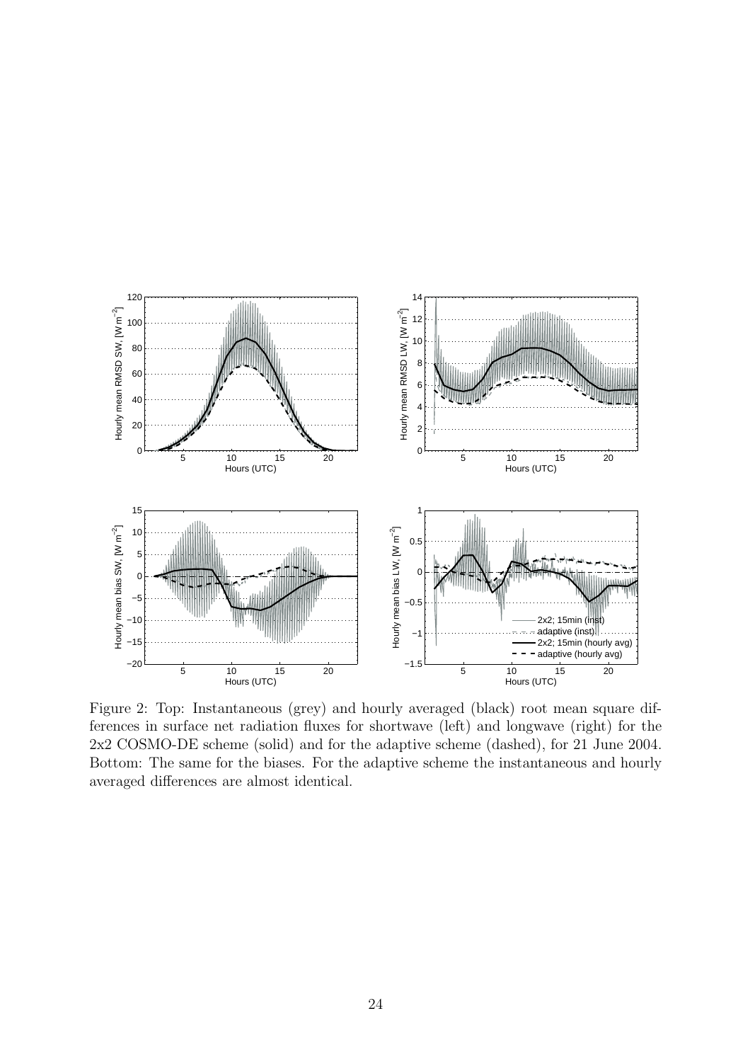Figure 2: Top: Instantaneous (grey) and hourly averaged (black) root mean square differences in surface net radiation fluxes for shortwave (left) and longwave (right) for the 2x2 COSMO-DE scheme (solid) and for the adaptive scheme (dashed), for 21 June 2004. Bottom: The same for the biases. For the adaptive scheme the instantaneous and hourly averaged differences are almost identical.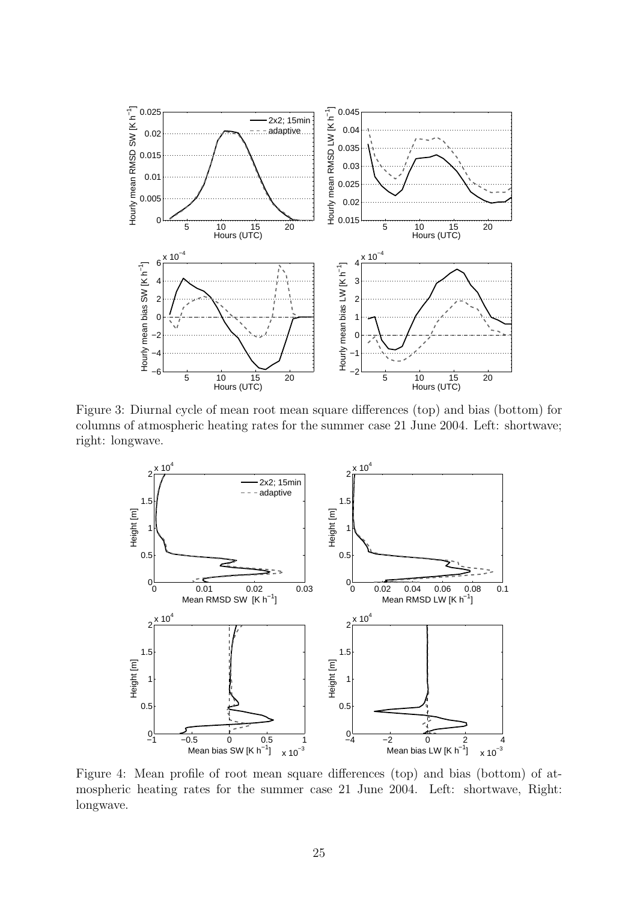Figure 3: Diurnal cycle of mean root mean square differences (top) and bias (bottom) for columns of atmospheric heating rates for the summer case 21 June 2004. Left: shortwave; right: longwave.

Figure 4: Mean profile of root mean square differences (top) and bias (bottom) of atmospheric heating rates for the summer case 21 June 2004. Left: shortwave, Right: longwave.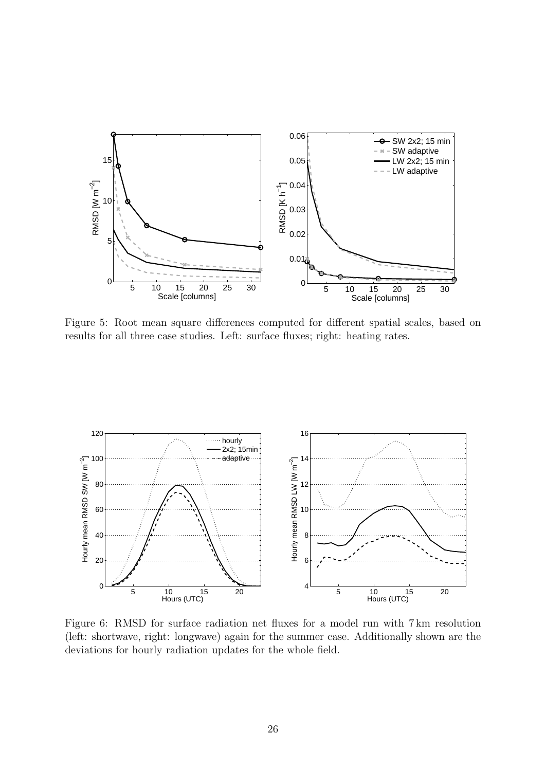Figure 5: Root mean square differences computed for different spatial scales, based on results for all three case studies. Left: surface fluxes; right: heating rates.

Figure 6: RMSD for surface radiation net fluxes for a model run with 7 km resolution (left: shortwave, right: longwave) again for the summer case. Additionally shown are the deviations for hourly radiation updates for the whole field.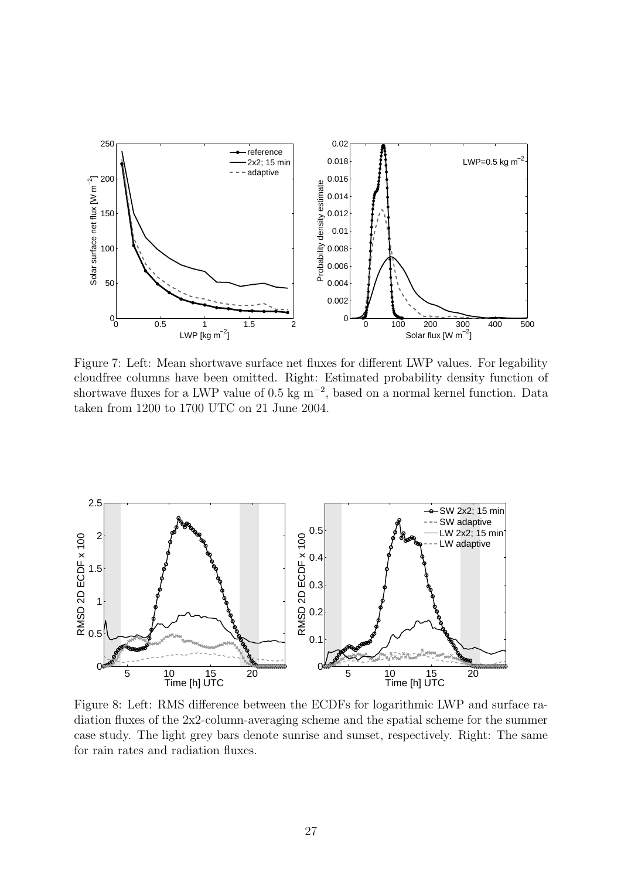Figure 7: Left: Mean shortwave surface net fluxes for different LWP values. For legability cloudfree columns have been omitted. Right: Estimated probability density function of shortwave fluxes for a LWP value of 0.5 kg $m^{-2}$, based on a normal kernel function. Data taken from 1200 to 1700 UTC on 21 June 2004.

Figure 8: Left: RMS difference between the ECDFs for logarithmic LWP and surface radiation fluxes of the 2x2-column-averaging scheme and the spatial scheme for the summer case study. The light grey bars denote sunrise and sunset, respectively. Right: The same for rain rates and radiation fluxes.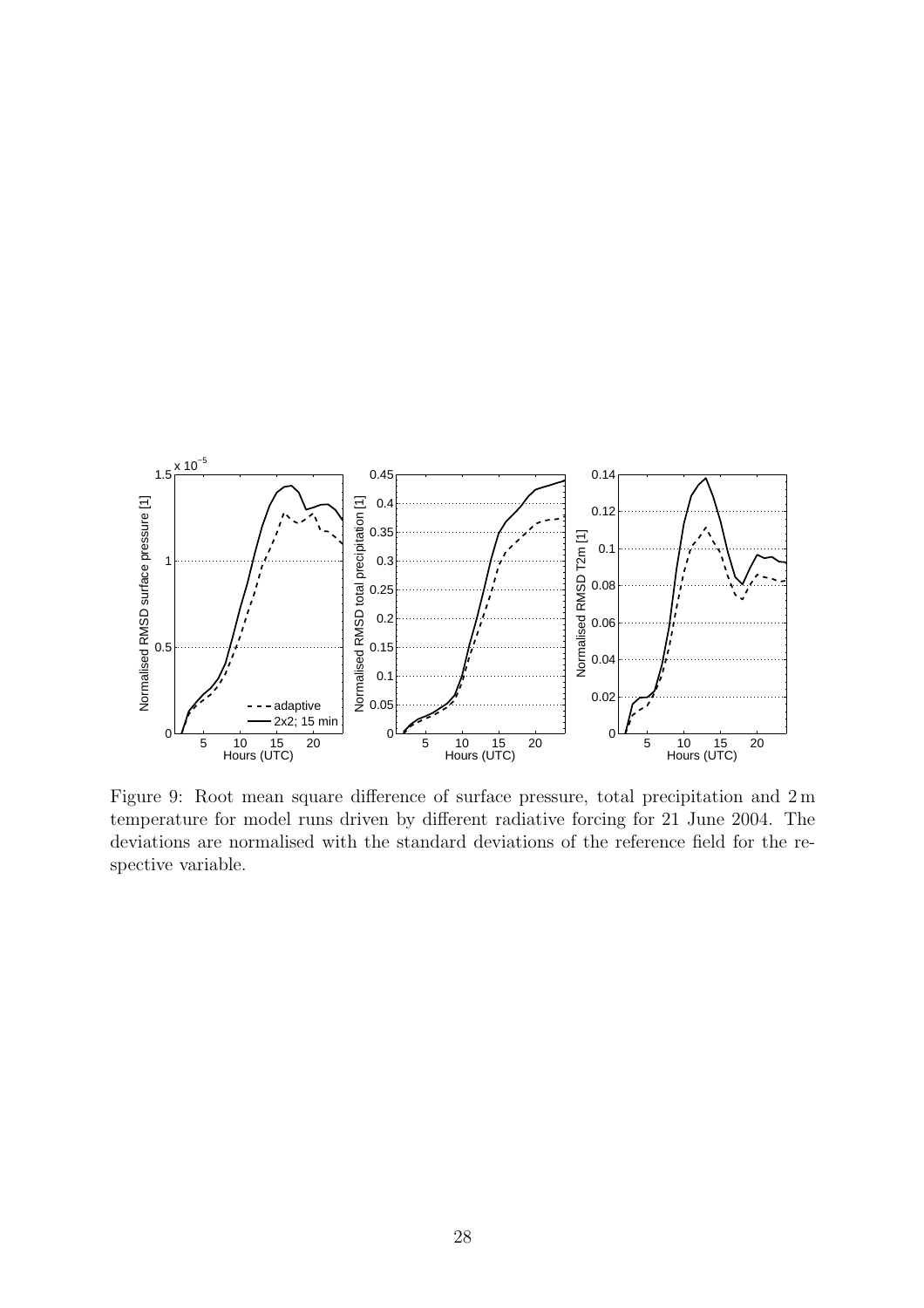Figure 9: Root mean square difference of surface pressure, total precipitation and 2 m temperature for model runs driven by different radiative forcing for 21 June 2004. The deviations are normalised with the standard deviations of the reference field for the respective variable.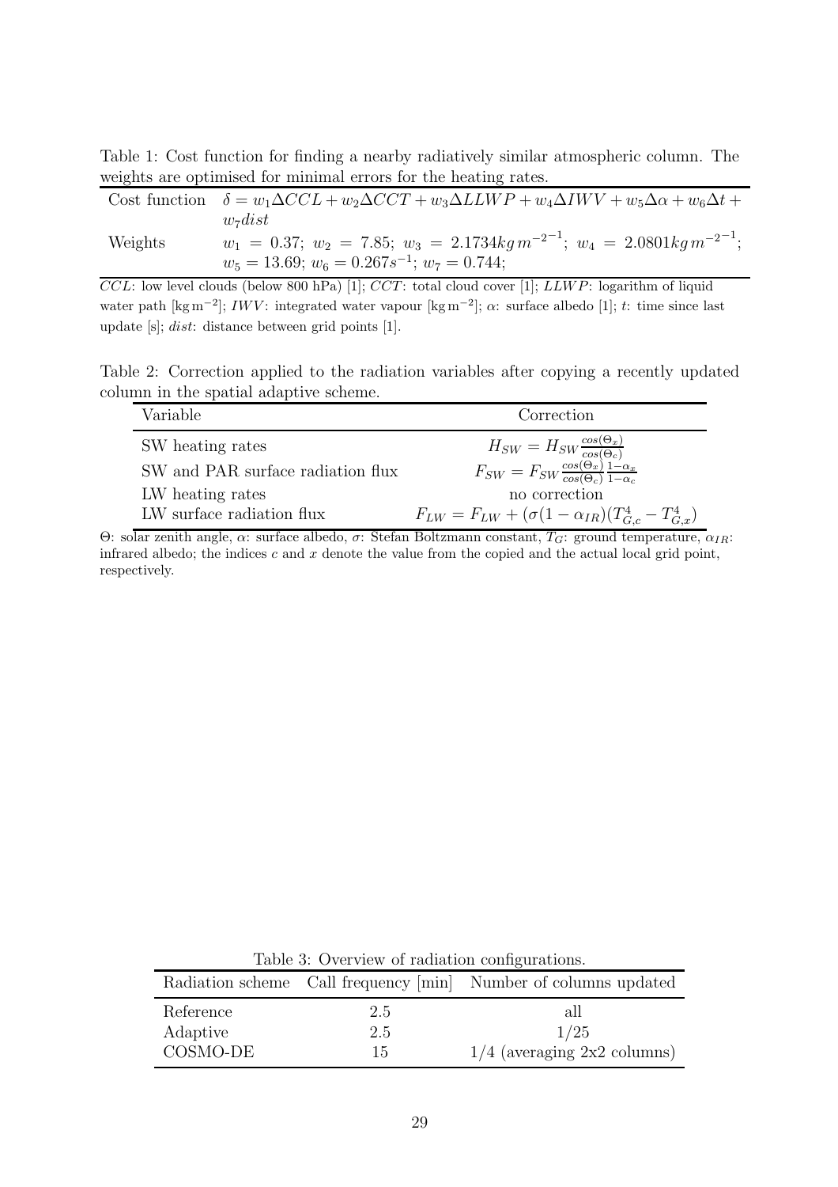Table 1: Cost function for finding a nearby radiatively similar atmospheric column. The weights are optimised for minimal errors for the heating rates.

| | |
|---|---|
| Cost function | $\delta = w_1 \Delta CCL + w_2 \Delta CCT + w_3 \Delta LLWP + w_4 \Delta IWV + w_5 \Delta\alpha + w_6 \Delta t + w_7 dist$ |
| Weights | $w_1 = 0.37$; $w_2 = 7.85$; $w_3 = 2.1734 kg\, m^{-2^{-1}}$; $w_4 = 2.0801 kg\, m^{-2^{-1}}$; $w_5 = 13.69$; $w_6 = 0.267 s^{-1}$; $w_7 = 0.744$; |

$CCL$: low level clouds (below 800 hPa) [1]; $CCT$: total cloud cover [1]; $LLWP$: logarithm of liquid water path [kg m$^{-2}$]; $IWV$: integrated water vapour [kg m$^{-2}$]; $\alpha$: surface albedo [1]; $t$: time since last update [s]; $dist$: distance between grid points [1].

Table 2: Correction applied to the radiation variables after copying a recently updated column in the spatial adaptive scheme.

| Variable | Correction |
|---|---|
| SW heating rates | $H_{SW} = H_{SW} \frac{cos(\Theta_x)}{cos(\Theta_c)}$ |
| SW and PAR surface radiation flux | $F_{SW} = F_{SW} \frac{cos(\Theta_x)}{cos(\Theta_c)} \frac{1-\alpha_x}{1-\alpha_c}$ |
| LW heating rates | no correction |
| LW surface radiation flux | $F_{LW} = F_{LW} + (\sigma(1-\alpha_{IR})(T_{G,c}^4 - T_{G,x}^4)$ |

$\Theta$: solar zenith angle, $\alpha$: surface albedo, $\sigma$: Stefan Boltzmann constant, $T_G$: ground temperature, $\alpha_{IR}$: infrared albedo; the indices $c$ and $x$ denote the value from the copied and the actual local grid point, respectively.

Table 3: Overview of radiation configurations.

| Radiation scheme | Call frequency [min] | Number of columns updated |
|---|---|---|
| Reference | 2.5 | all |
| Adaptive | 2.5 | 1/25 |
| COSMO-DE | 15 | 1/4 (averaging 2x2 columns) |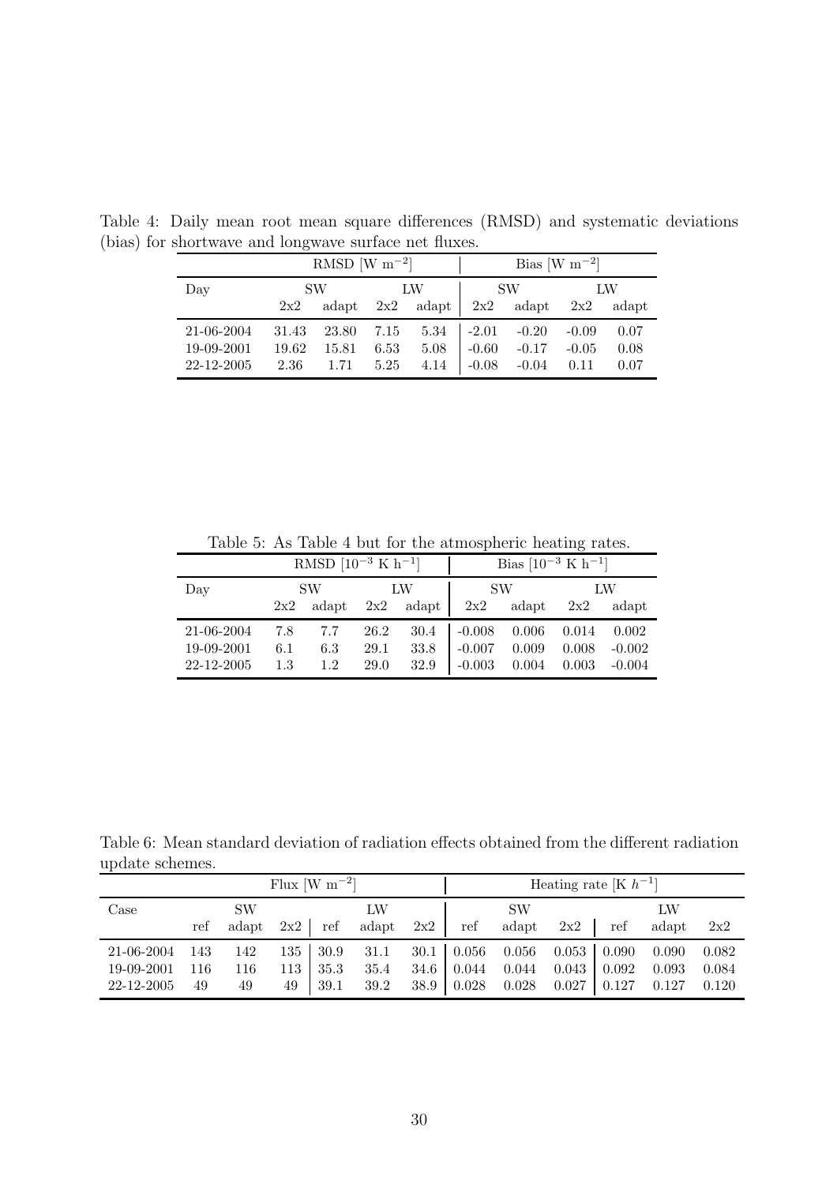Table 4: Daily mean root mean square differences (RMSD) and systematic deviations (bias) for shortwave and longwave surface net fluxes.

| | RMSD [W m$^{-2}$] | | | | Bias [W m$^{-2}$] | | | |
|---|---|---|---|---|---|---|---|---|
| Day | SW | | LW | | SW | | LW | |
| | 2x2 | adapt | 2x2 | adapt | 2x2 | adapt | 2x2 | adapt |
| 21-06-2004 | 31.43 | 23.80 | 7.15 | 5.34 | -2.01 | -0.20 | -0.09 | 0.07 |
| 19-09-2001 | 19.62 | 15.81 | 6.53 | 5.08 | -0.60 | -0.17 | -0.05 | 0.08 |
| 22-12-2005 | 2.36 | 1.71 | 5.25 | 4.14 | -0.08 | -0.04 | 0.11 | 0.07 |

Table 5: As Table 4 but for the atmospheric heating rates.

| | RMSD [$10^{-3}$ K h$^{-1}$] | | | | Bias [$10^{-3}$ K h$^{-1}$] | | | |
|---|---|---|---|---|---|---|---|---|
| Day | SW | | LW | | SW | | LW | |
| | 2x2 | adapt | 2x2 | adapt | 2x2 | adapt | 2x2 | adapt |
| 21-06-2004 | 7.8 | 7.7 | 26.2 | 30.4 | -0.008 | 0.006 | 0.014 | 0.002 |
| 19-09-2001 | 6.1 | 6.3 | 29.1 | 33.8 | -0.007 | 0.009 | 0.008 | -0.002 |
| 22-12-2005 | 1.3 | 1.2 | 29.0 | 32.9 | -0.003 | 0.004 | 0.003 | -0.004 |

Table 6: Mean standard deviation of radiation effects obtained from the different radiation update schemes.

| | Flux [W m$^{-2}$] | | | | | | Heating rate [K $h^{-1}$] | | | | | |
|---|---|---|---|---|---|---|---|---|---|---|---|---|
| Case | SW | | | LW | | | SW | | | LW | | |
| | ref | adapt | 2x2 | ref | adapt | 2x2 | ref | adapt | 2x2 | ref | adapt | 2x2 |
| 21-06-2004 | 143 | 142 | 135 | 30.9 | 31.1 | 30.1 | 0.056 | 0.056 | 0.053 | 0.090 | 0.090 | 0.082 |
| 19-09-2001 | 116 | 116 | 113 | 35.3 | 35.4 | 34.6 | 0.044 | 0.044 | 0.043 | 0.092 | 0.093 | 0.084 |
| 22-12-2005 | 49 | 49 | 49 | 39.1 | 39.2 | 38.9 | 0.028 | 0.028 | 0.027 | 0.127 | 0.127 | 0.120 |